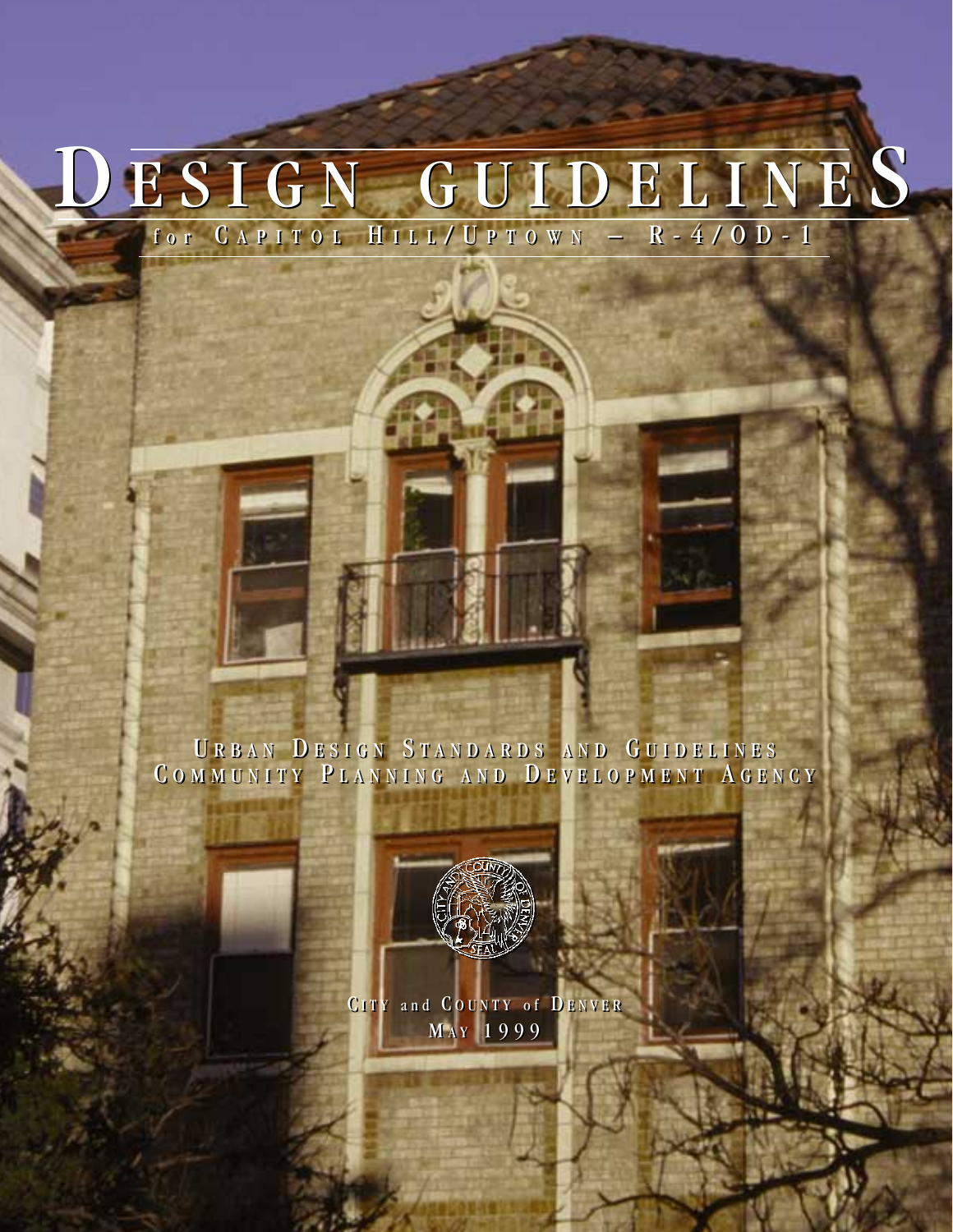# DESIGN GUIDELINES

## for CAPITOL HILL/UPTOWN – R-4/OD-1

URBAN DESIGN STANDARDS AND GUIDELINES
COMMUNITY PLANNING AND DEVELOPMENT AGENCY

CITY and COUNTY of DENVER
MAY 1999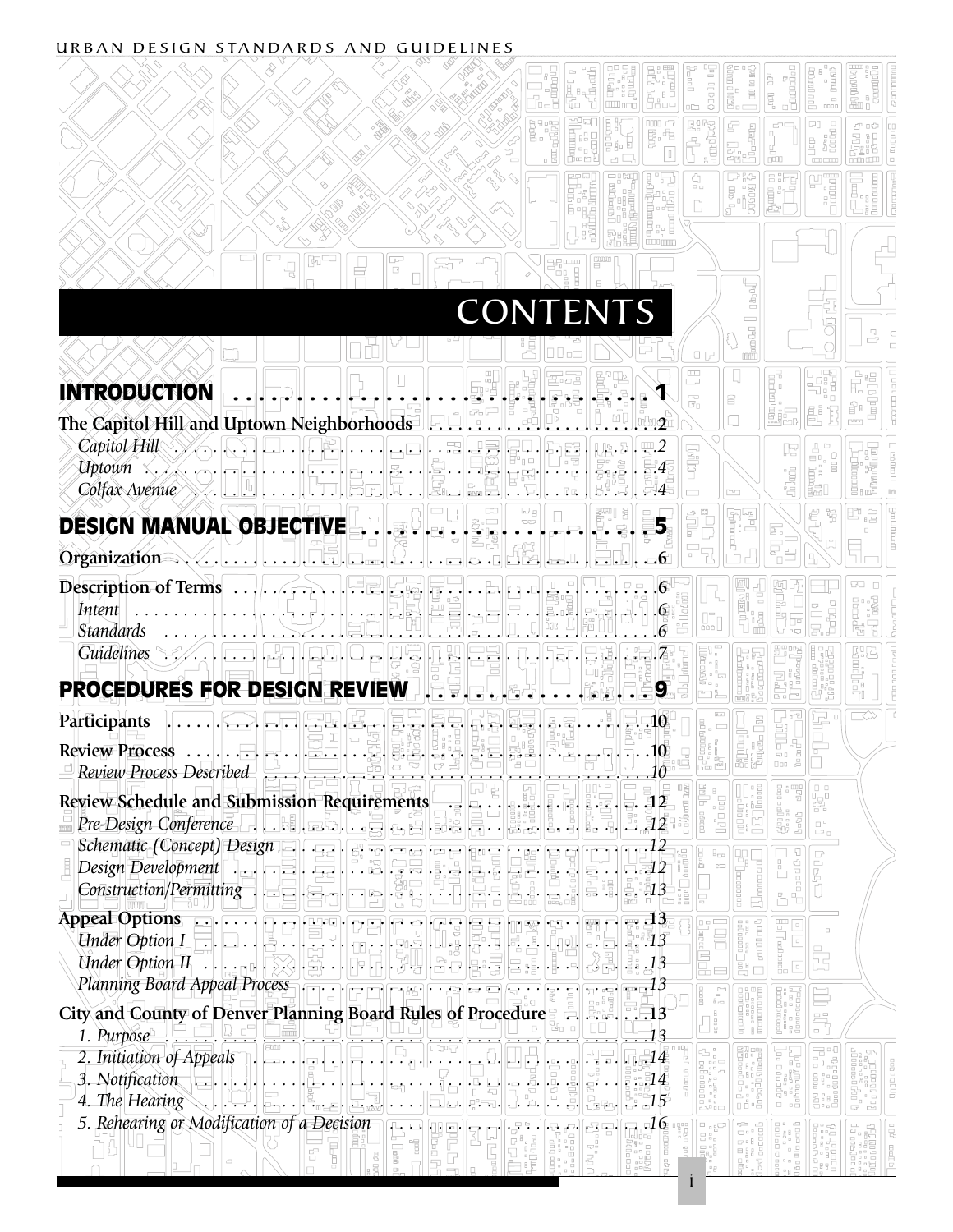# CONTENTS

**INTRODUCTION** .................................... 1

**The Capitol Hill and Uptown Neighborhoods** ..................... 2

*Capitol Hill* ........................................ 2

*Uptown* ............................................ 4

*Colfax Avenue* ...................................... 4

**DESIGN MANUAL OBJECTIVE** ........................... 5

**Organization** ........................................ 6

**Description of Terms** ................................... 6

*Intent* ............................................. 6

*Standards* .......................................... 6

*Guidelines* .......................................... 7

**PROCEDURES FOR DESIGN REVIEW** ..................... 9

**Participants** ......................................... 10

**Review Process** ....................................... 10

*Review Process Described* ............................... 10

**Review Schedule and Submission Requirements** ................ 12

*Pre-Design Conference* ................................. 12

*Schematic (Concept) Design* .............................. 12

*Design Development* ................................... 12

*Construction/Permitting* ................................ 13

**Appeal Options** ....................................... 13

*Under Option I* ....................................... 13

*Under Option II* ...................................... 13

*Planning Board Appeal Process* ........................... 13

**City and County of Denver Planning Board Rules of Procedure** ........ 13

*1. Purpose* .......................................... 13

*2. Initiation of Appeals* ................................. 14

*3. Notification* ....................................... 14

*4. The Hearing* ....................................... 15

*5. Rehearing or Modification of a Decision* ..................... 16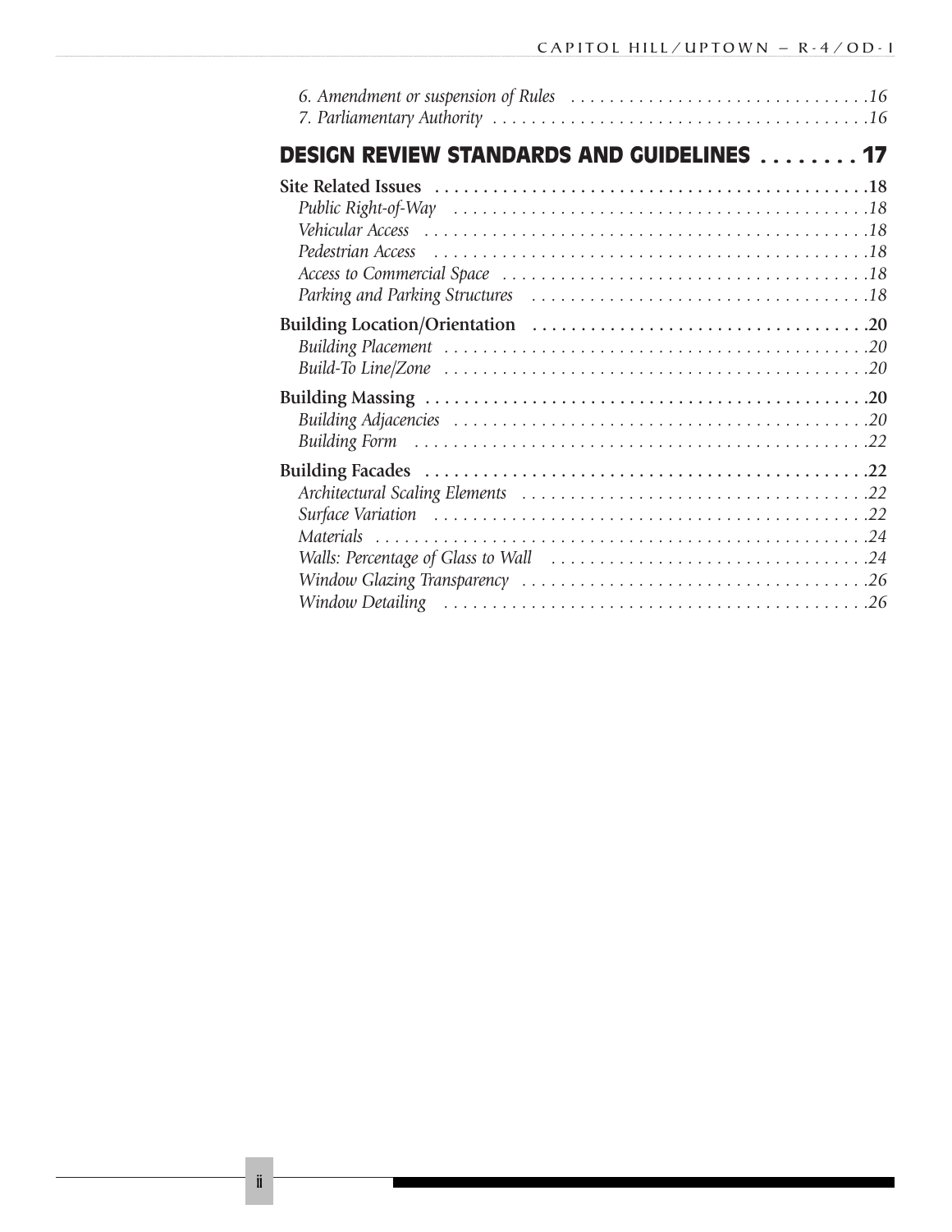*6. Amendment or suspension of Rules* . . . . . . . . . . . . . . . . . . . . . . . . . . . . . . . .16
*7. Parliamentary Authority* . . . . . . . . . . . . . . . . . . . . . . . . . . . . . . . . . . . . . . . .16

## DESIGN REVIEW STANDARDS AND GUIDELINES . . . . . . . . 17

**Site Related Issues** . . . . . . . . . . . . . . . . . . . . . . . . . . . . . . . . . . . . . . . . . . . . . .18
*Public Right-of-Way* . . . . . . . . . . . . . . . . . . . . . . . . . . . . . . . . . . . . . . . . . . . .18
*Vehicular Access* . . . . . . . . . . . . . . . . . . . . . . . . . . . . . . . . . . . . . . . . . . . . . . .18
*Pedestrian Access* . . . . . . . . . . . . . . . . . . . . . . . . . . . . . . . . . . . . . . . . . . . . . .18
*Access to Commercial Space* . . . . . . . . . . . . . . . . . . . . . . . . . . . . . . . . . . . . . . .18
*Parking and Parking Structures* . . . . . . . . . . . . . . . . . . . . . . . . . . . . . . . . . . . .18

**Building Location/Orientation** . . . . . . . . . . . . . . . . . . . . . . . . . . . . . . . . . . . .20
*Building Placement* . . . . . . . . . . . . . . . . . . . . . . . . . . . . . . . . . . . . . . . . . . . . .20
*Build-To Line/Zone* . . . . . . . . . . . . . . . . . . . . . . . . . . . . . . . . . . . . . . . . . . . . .20

**Building Massing** . . . . . . . . . . . . . . . . . . . . . . . . . . . . . . . . . . . . . . . . . . . . . . .20
*Building Adjacencies* . . . . . . . . . . . . . . . . . . . . . . . . . . . . . . . . . . . . . . . . . . . .20
*Building Form* . . . . . . . . . . . . . . . . . . . . . . . . . . . . . . . . . . . . . . . . . . . . . . . .22

**Building Facades** . . . . . . . . . . . . . . . . . . . . . . . . . . . . . . . . . . . . . . . . . . . . . . .22
*Architectural Scaling Elements* . . . . . . . . . . . . . . . . . . . . . . . . . . . . . . . . . . . . .22
*Surface Variation* . . . . . . . . . . . . . . . . . . . . . . . . . . . . . . . . . . . . . . . . . . . . . .22
*Materials* . . . . . . . . . . . . . . . . . . . . . . . . . . . . . . . . . . . . . . . . . . . . . . . . . . . .24
*Walls: Percentage of Glass to Wall* . . . . . . . . . . . . . . . . . . . . . . . . . . . . . . . . . .24
*Window Glazing Transparency* . . . . . . . . . . . . . . . . . . . . . . . . . . . . . . . . . . . . .26
*Window Detailing* . . . . . . . . . . . . . . . . . . . . . . . . . . . . . . . . . . . . . . . . . . . . . .26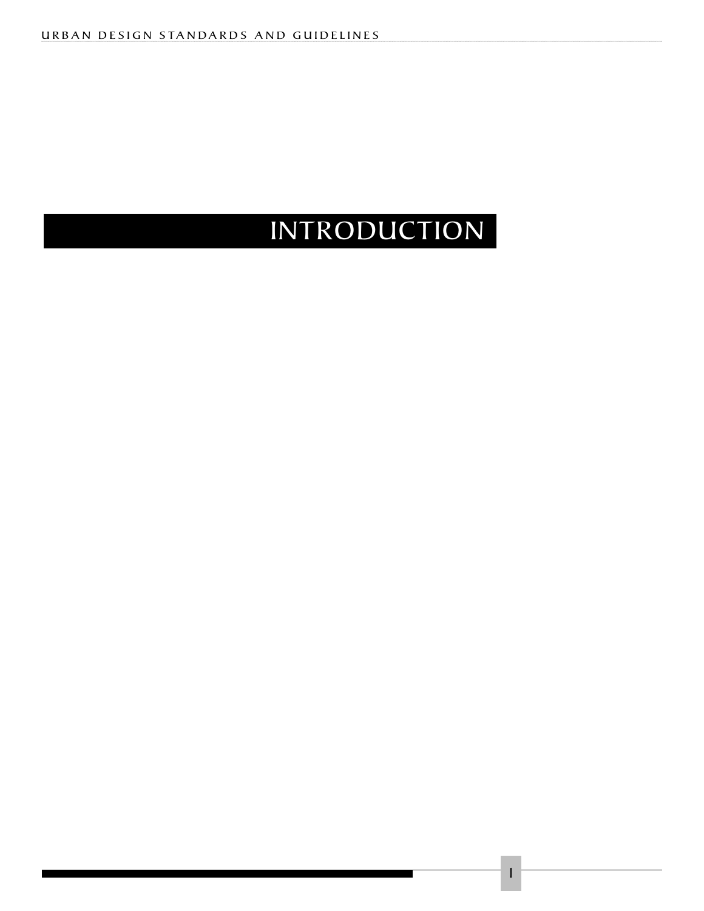# INTRODUCTION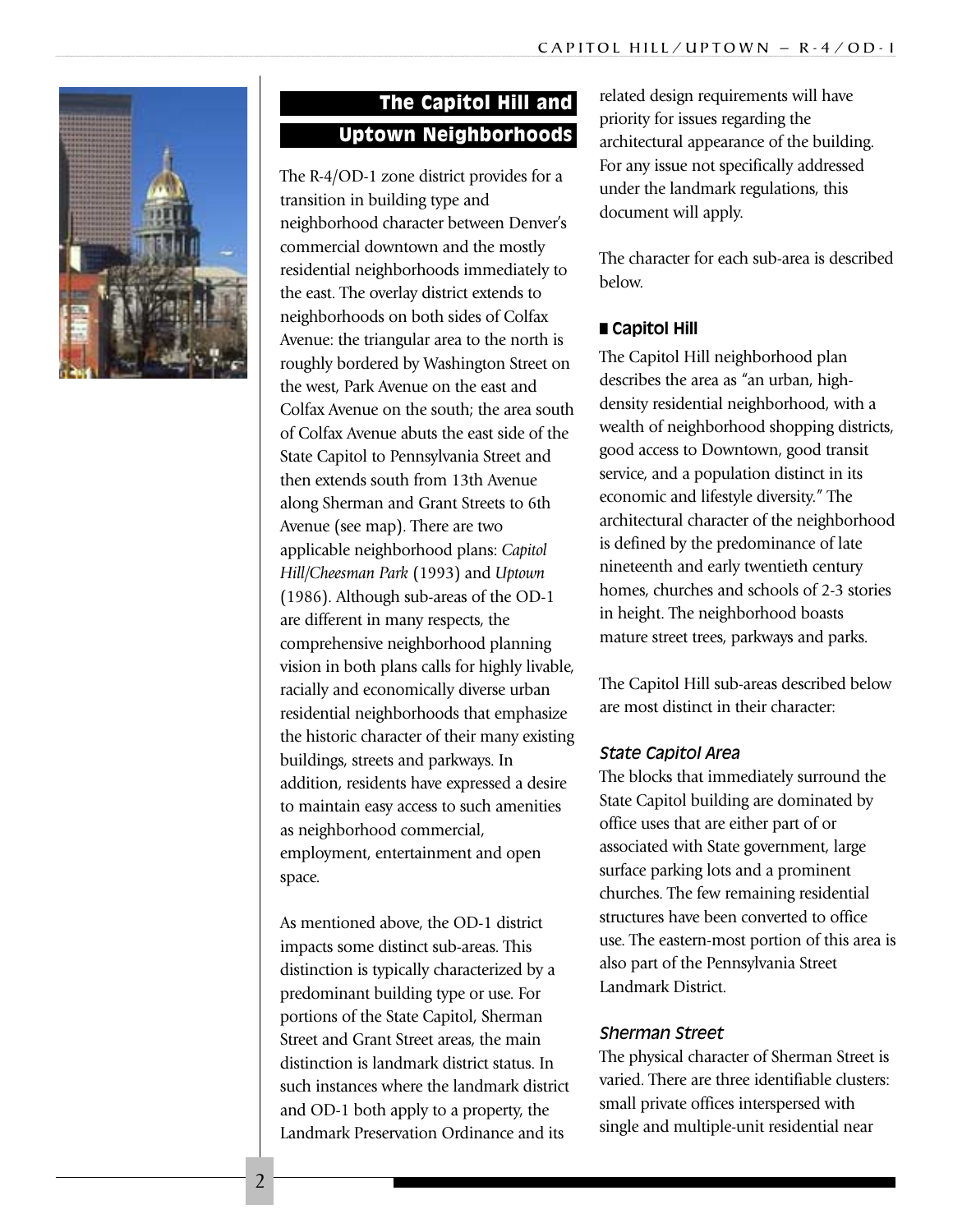## The Capitol Hill and Uptown Neighborhoods

The R-4/OD-1 zone district provides for a transition in building type and neighborhood character between Denver's commercial downtown and the mostly residential neighborhoods immediately to the east. The overlay district extends to neighborhoods on both sides of Colfax Avenue: the triangular area to the north is roughly bordered by Washington Street on the west, Park Avenue on the east and Colfax Avenue on the south; the area south of Colfax Avenue abuts the east side of the State Capitol to Pennsylvania Street and then extends south from 13th Avenue along Sherman and Grant Streets to 6th Avenue (see map). There are two applicable neighborhood plans: *Capitol Hill/Cheesman Park* (1993) and *Uptown* (1986). Although sub-areas of the OD-1 are different in many respects, the comprehensive neighborhood planning vision in both plans calls for highly livable, racially and economically diverse urban residential neighborhoods that emphasize the historic character of their many existing buildings, streets and parkways. In addition, residents have expressed a desire to maintain easy access to such amenities as neighborhood commercial, employment, entertainment and open space.

As mentioned above, the OD-1 district impacts some distinct sub-areas. This distinction is typically characterized by a predominant building type or use. For portions of the State Capitol, Sherman Street and Grant Street areas, the main distinction is landmark district status. In such instances where the landmark district and OD-1 both apply to a property, the Landmark Preservation Ordinance and its related design requirements will have priority for issues regarding the architectural appearance of the building. For any issue not specifically addressed under the landmark regulations, this document will apply.

The character for each sub-area is described below.

### Capitol Hill

The Capitol Hill neighborhood plan describes the area as "an urban, high-density residential neighborhood, with a wealth of neighborhood shopping districts, good access to Downtown, good transit service, and a population distinct in its economic and lifestyle diversity." The architectural character of the neighborhood is defined by the predominance of late nineteenth and early twentieth century homes, churches and schools of 2-3 stories in height. The neighborhood boasts mature street trees, parkways and parks.

The Capitol Hill sub-areas described below are most distinct in their character:

#### *State Capitol Area*

The blocks that immediately surround the State Capitol building are dominated by office uses that are either part of or associated with State government, large surface parking lots and a prominent churches. The few remaining residential structures have been converted to office use. The eastern-most portion of this area is also part of the Pennsylvania Street Landmark District.

#### *Sherman Street*

The physical character of Sherman Street is varied. There are three identifiable clusters: small private offices interspersed with single and multiple-unit residential near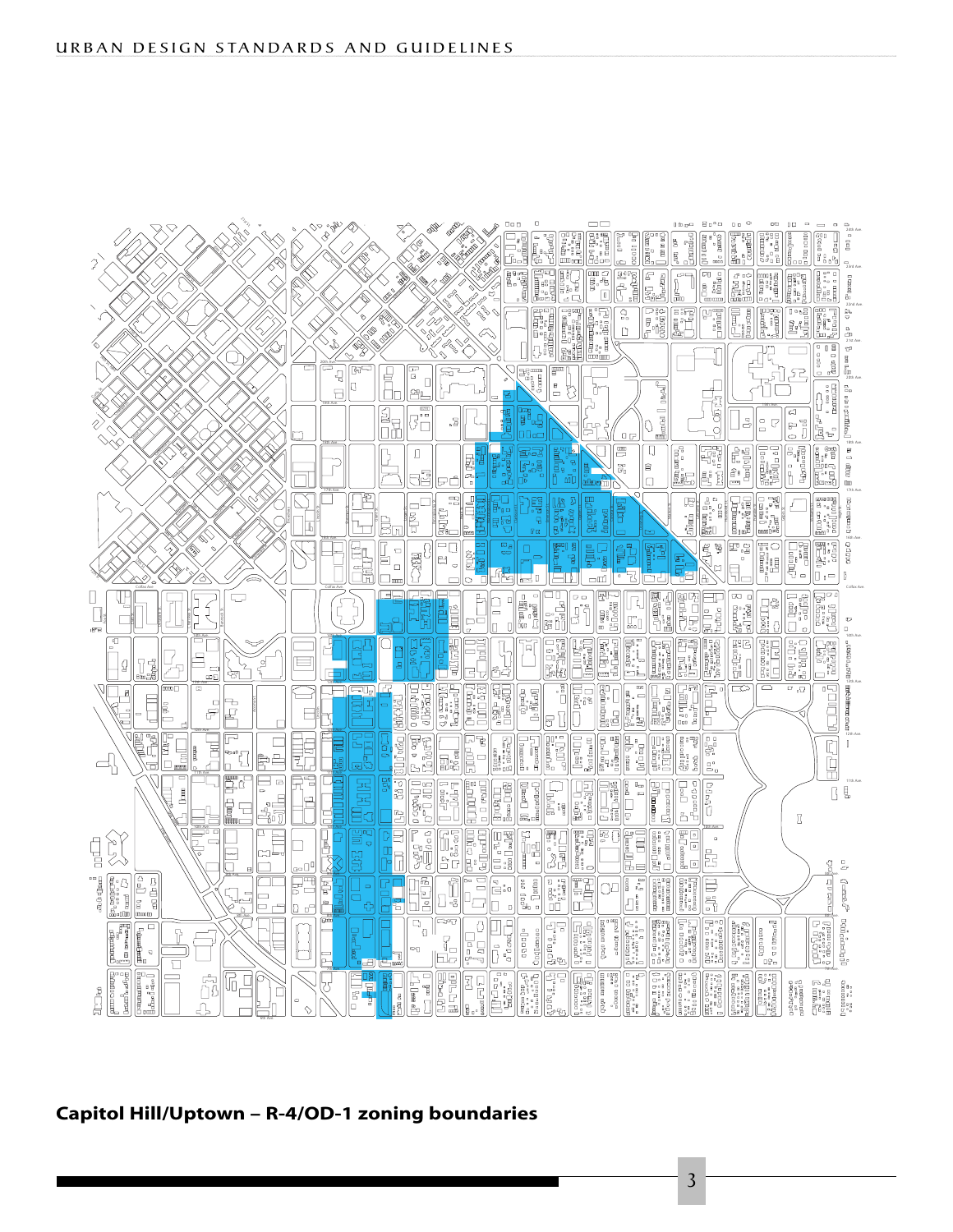**Capitol Hill/Uptown – R-4/OD-1 zoning boundaries**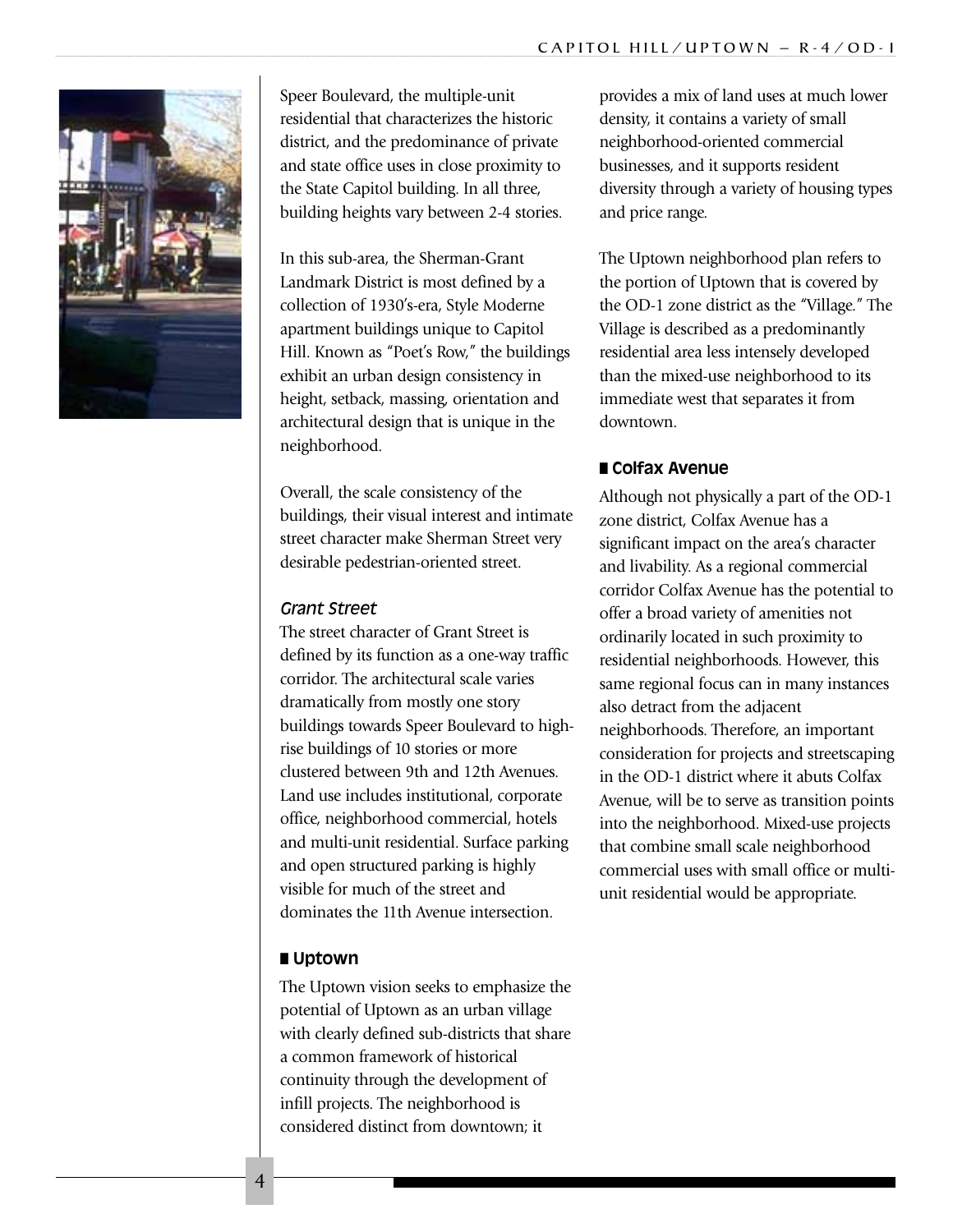Speer Boulevard, the multiple-unit residential that characterizes the historic district, and the predominance of private and state office uses in close proximity to the State Capitol building. In all three, building heights vary between 2-4 stories.

In this sub-area, the Sherman-Grant Landmark District is most defined by a collection of 1930's-era, Style Moderne apartment buildings unique to Capitol Hill. Known as "Poet's Row," the buildings exhibit an urban design consistency in height, setback, massing, orientation and architectural design that is unique in the neighborhood.

Overall, the scale consistency of the buildings, their visual interest and intimate street character make Sherman Street very desirable pedestrian-oriented street.

### *Grant Street*

The street character of Grant Street is defined by its function as a one-way traffic corridor. The architectural scale varies dramatically from mostly one story buildings towards Speer Boulevard to high-rise buildings of 10 stories or more clustered between 9th and 12th Avenues. Land use includes institutional, corporate office, neighborhood commercial, hotels and multi-unit residential. Surface parking and open structured parking is highly visible for much of the street and dominates the 11th Avenue intersection.

## Uptown

The Uptown vision seeks to emphasize the potential of Uptown as an urban village with clearly defined sub-districts that share a common framework of historical continuity through the development of infill projects. The neighborhood is considered distinct from downtown; it provides a mix of land uses at much lower density, it contains a variety of small neighborhood-oriented commercial businesses, and it supports resident diversity through a variety of housing types and price range.

The Uptown neighborhood plan refers to the portion of Uptown that is covered by the OD-1 zone district as the "Village." The Village is described as a predominantly residential area less intensely developed than the mixed-use neighborhood to its immediate west that separates it from downtown.

## Colfax Avenue

Although not physically a part of the OD-1 zone district, Colfax Avenue has a significant impact on the area's character and livability. As a regional commercial corridor Colfax Avenue has the potential to offer a broad variety of amenities not ordinarily located in such proximity to residential neighborhoods. However, this same regional focus can in many instances also detract from the adjacent neighborhoods. Therefore, an important consideration for projects and streetscaping in the OD-1 district where it abuts Colfax Avenue, will be to serve as transition points into the neighborhood. Mixed-use projects that combine small scale neighborhood commercial uses with small office or multi-unit residential would be appropriate.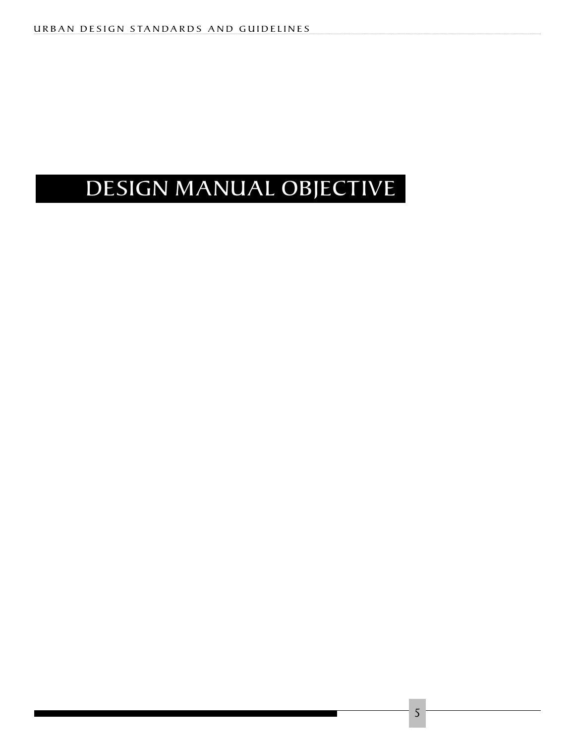# DESIGN MANUAL OBJECTIVE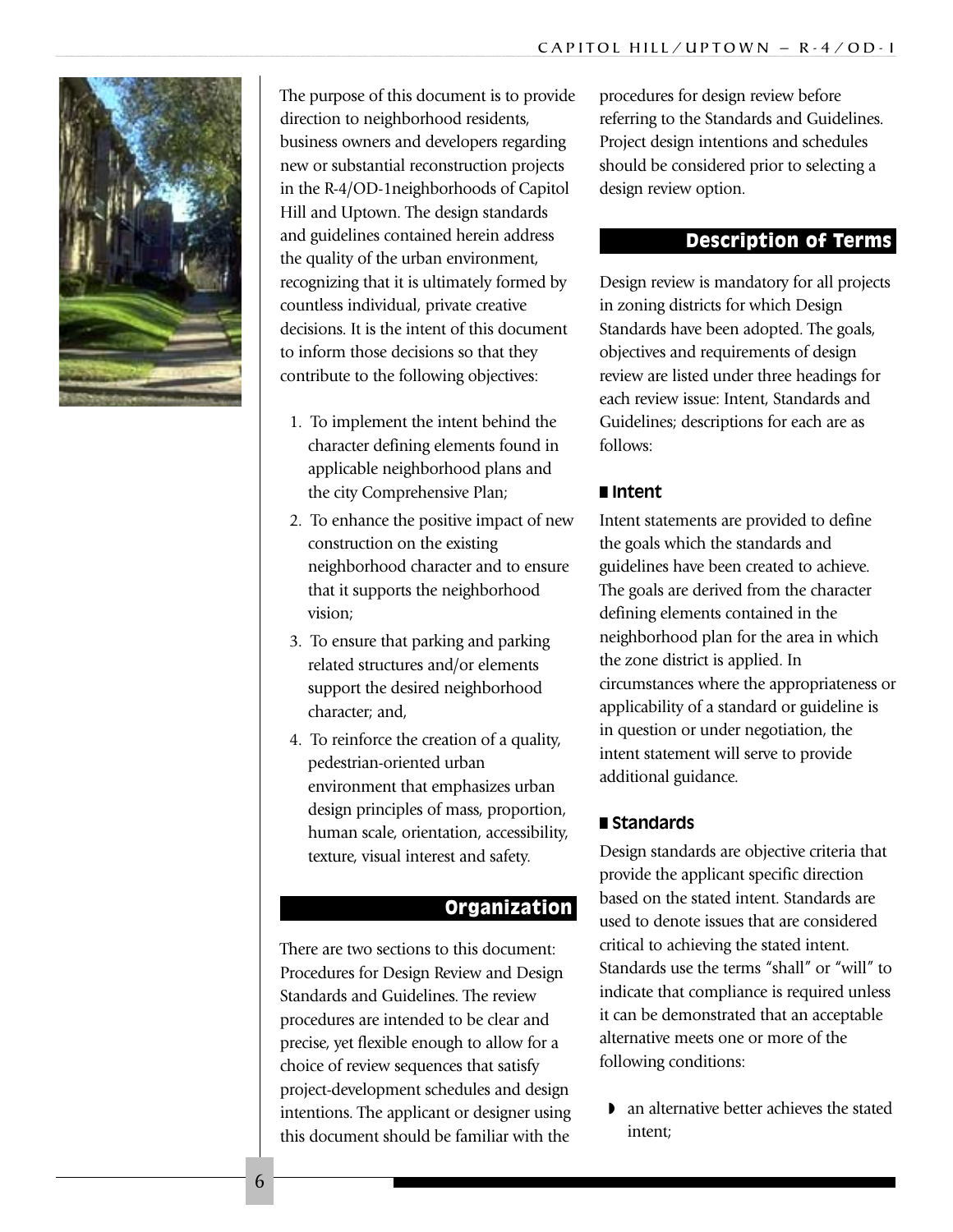The purpose of this document is to provide direction to neighborhood residents, business owners and developers regarding new or substantial reconstruction projects in the R-4/OD-1neighborhoods of Capitol Hill and Uptown. The design standards and guidelines contained herein address the quality of the urban environment, recognizing that it is ultimately formed by countless individual, private creative decisions. It is the intent of this document to inform those decisions so that they contribute to the following objectives:

1. To implement the intent behind the character defining elements found in applicable neighborhood plans and the city Comprehensive Plan;
2. To enhance the positive impact of new construction on the existing neighborhood character and to ensure that it supports the neighborhood vision;
3. To ensure that parking and parking related structures and/or elements support the desired neighborhood character; and,
4. To reinforce the creation of a quality, pedestrian-oriented urban environment that emphasizes urban design principles of mass, proportion, human scale, orientation, accessibility, texture, visual interest and safety.

## Organization

There are two sections to this document: Procedures for Design Review and Design Standards and Guidelines. The review procedures are intended to be clear and precise, yet flexible enough to allow for a choice of review sequences that satisfy project-development schedules and design intentions. The applicant or designer using this document should be familiar with the procedures for design review before referring to the Standards and Guidelines. Project design intentions and schedules should be considered prior to selecting a design review option.

## Description of Terms

Design review is mandatory for all projects in zoning districts for which Design Standards have been adopted. The goals, objectives and requirements of design review are listed under three headings for each review issue: Intent, Standards and Guidelines; descriptions for each are as follows:

### Intent

Intent statements are provided to define the goals which the standards and guidelines have been created to achieve. The goals are derived from the character defining elements contained in the neighborhood plan for the area in which the zone district is applied. In circumstances where the appropriateness or applicability of a standard or guideline is in question or under negotiation, the intent statement will serve to provide additional guidance.

### Standards

Design standards are objective criteria that provide the applicant specific direction based on the stated intent. Standards are used to denote issues that are considered critical to achieving the stated intent. Standards use the terms "shall" or "will" to indicate that compliance is required unless it can be demonstrated that an acceptable alternative meets one or more of the following conditions:

- an alternative better achieves the stated intent;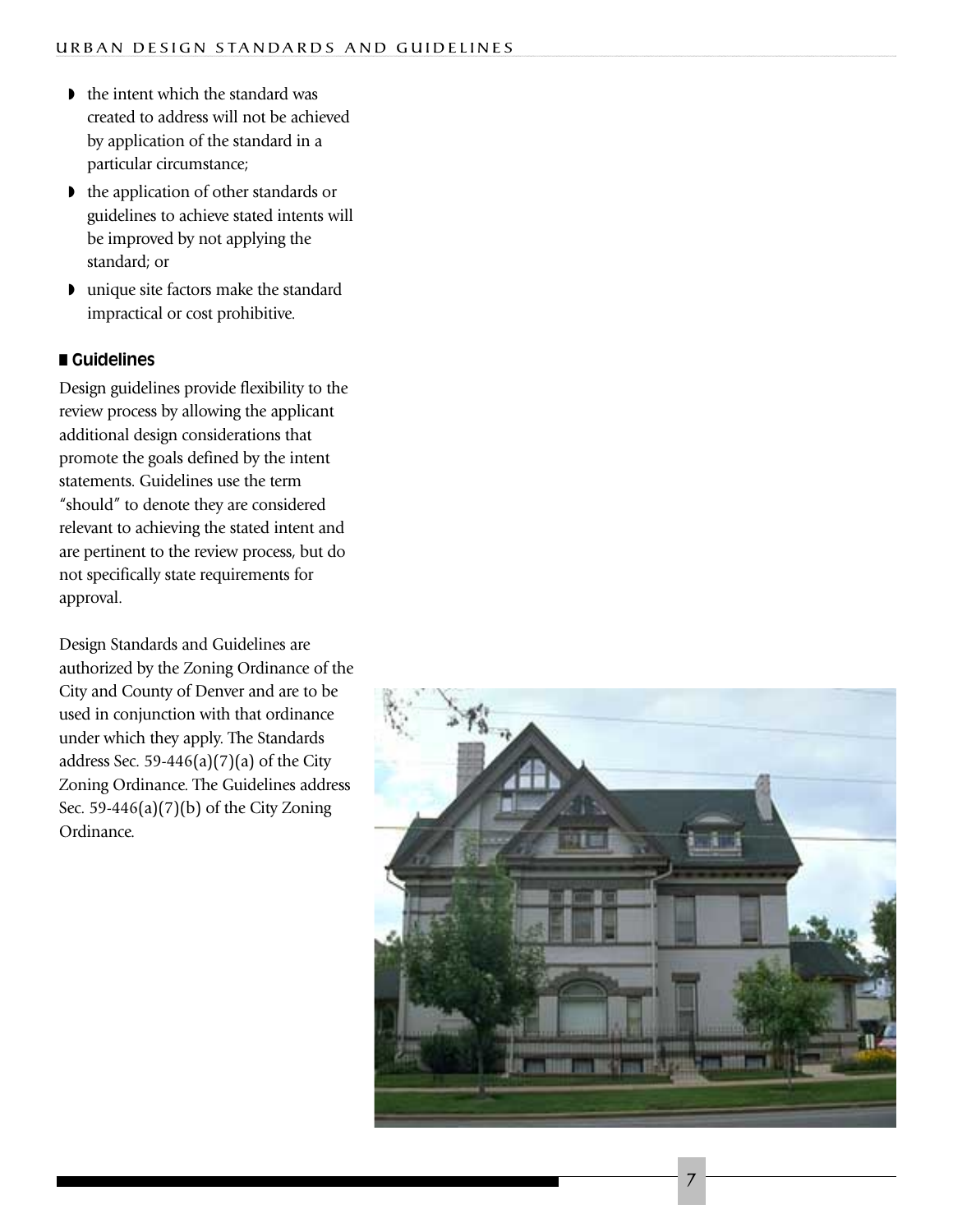- the intent which the standard was created to address will not be achieved by application of the standard in a particular circumstance;
- the application of other standards or guidelines to achieve stated intents will be improved by not applying the standard; or
- unique site factors make the standard impractical or cost prohibitive.

### Guidelines

Design guidelines provide flexibility to the review process by allowing the applicant additional design considerations that promote the goals defined by the intent statements. Guidelines use the term "should" to denote they are considered relevant to achieving the stated intent and are pertinent to the review process, but do not specifically state requirements for approval.

Design Standards and Guidelines are authorized by the Zoning Ordinance of the City and County of Denver and are to be used in conjunction with that ordinance under which they apply. The Standards address Sec. 59-446(a)(7)(a) of the City Zoning Ordinance. The Guidelines address Sec. 59-446(a)(7)(b) of the City Zoning Ordinance.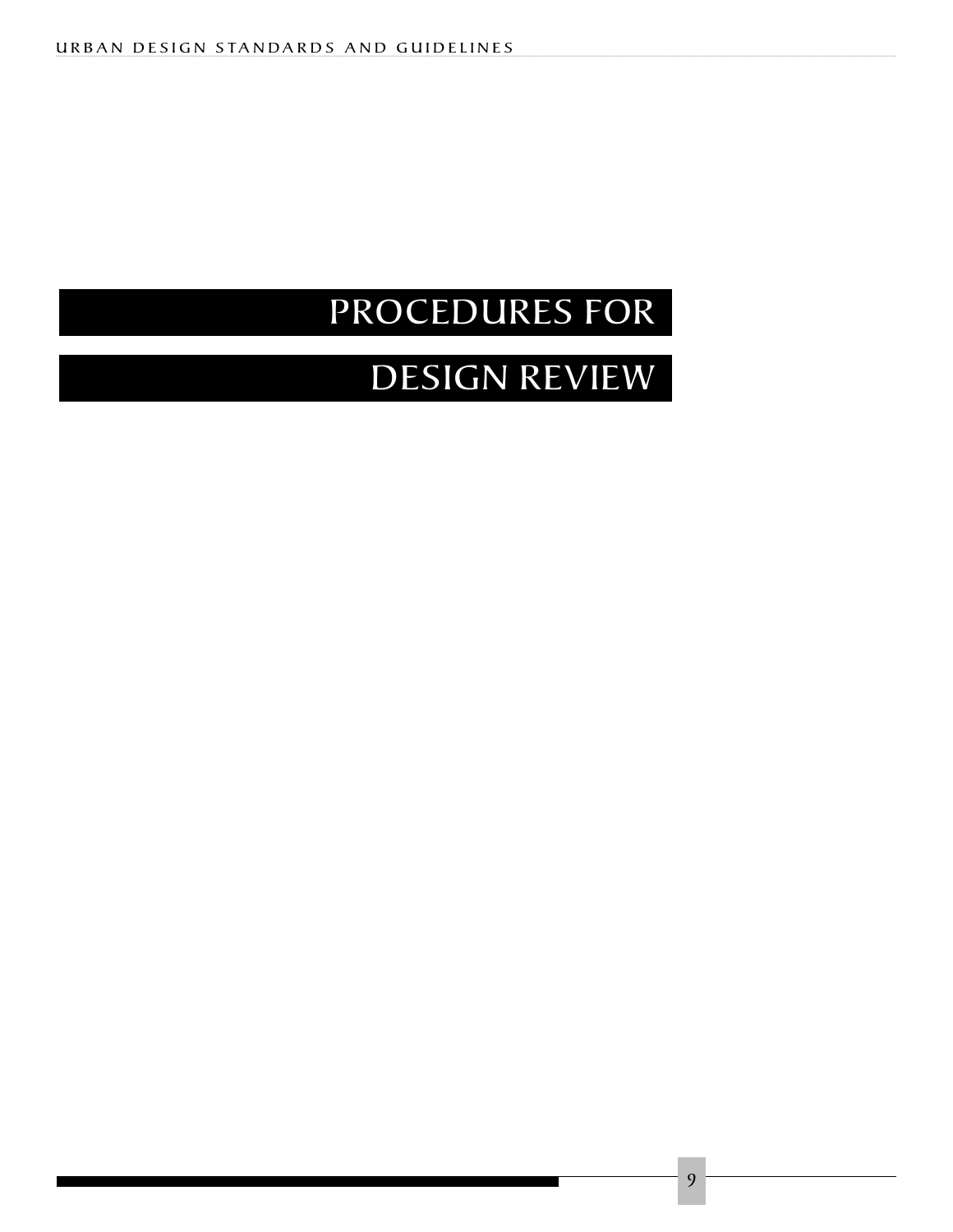# PROCEDURES FOR DESIGN REVIEW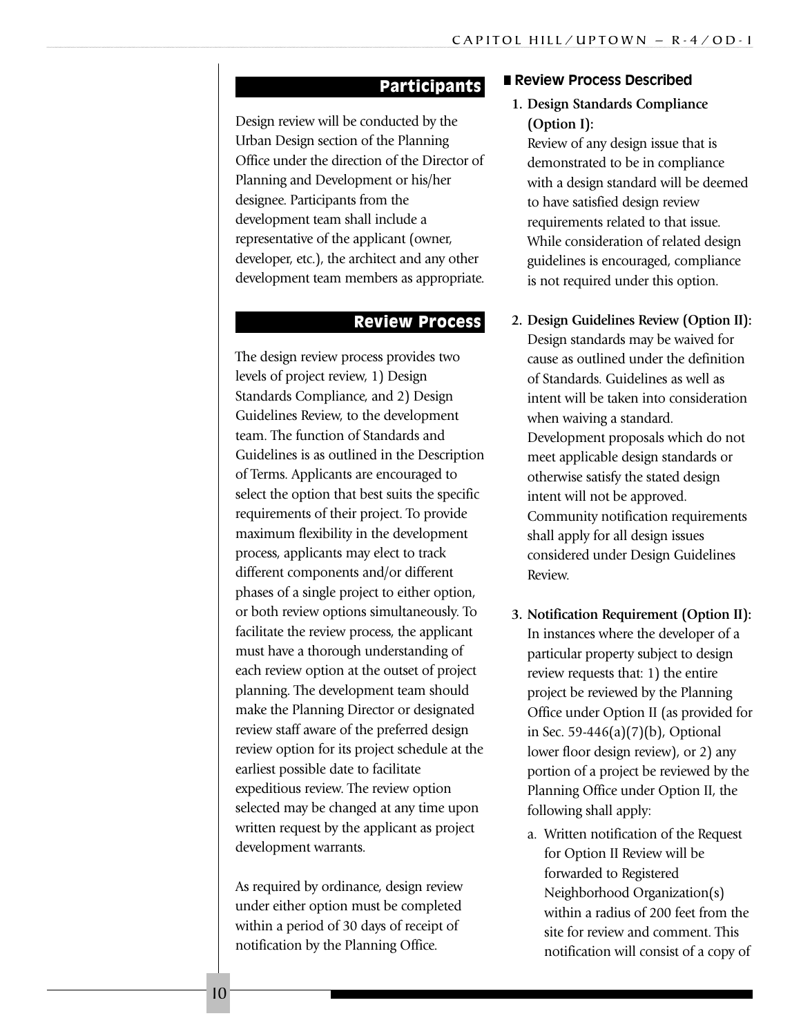## Participants

Design review will be conducted by the Urban Design section of the Planning Office under the direction of the Director of Planning and Development or his/her designee. Participants from the development team shall include a representative of the applicant (owner, developer, etc.), the architect and any other development team members as appropriate.

## Review Process

The design review process provides two levels of project review, 1) Design Standards Compliance, and 2) Design Guidelines Review, to the development team. The function of Standards and Guidelines is as outlined in the Description of Terms. Applicants are encouraged to select the option that best suits the specific requirements of their project. To provide maximum flexibility in the development process, applicants may elect to track different components and/or different phases of a single project to either option, or both review options simultaneously. To facilitate the review process, the applicant must have a thorough understanding of each review option at the outset of project planning. The development team should make the Planning Director or designated review staff aware of the preferred design review option for its project schedule at the earliest possible date to facilitate expeditious review. The review option selected may be changed at any time upon written request by the applicant as project development warrants.

As required by ordinance, design review under either option must be completed within a period of 30 days of receipt of notification by the Planning Office.

### Review Process Described

1. **Design Standards Compliance (Option I):**
   Review of any design issue that is demonstrated to be in compliance with a design standard will be deemed to have satisfied design review requirements related to that issue. While consideration of related design guidelines is encouraged, compliance is not required under this option.

2. **Design Guidelines Review (Option II):**
   Design standards may be waived for cause as outlined under the definition of Standards. Guidelines as well as intent will be taken into consideration when waiving a standard. Development proposals which do not meet applicable design standards or otherwise satisfy the stated design intent will not be approved. Community notification requirements shall apply for all design issues considered under Design Guidelines Review.

3. **Notification Requirement (Option II):**
   In instances where the developer of a particular property subject to design review requests that: 1) the entire project be reviewed by the Planning Office under Option II (as provided for in Sec. 59-446(a)(7)(b), Optional lower floor design review), or 2) any portion of a project be reviewed by the Planning Office under Option II, the following shall apply:

   a. Written notification of the Request for Option II Review will be forwarded to Registered Neighborhood Organization(s) within a radius of 200 feet from the site for review and comment. This notification will consist of a copy of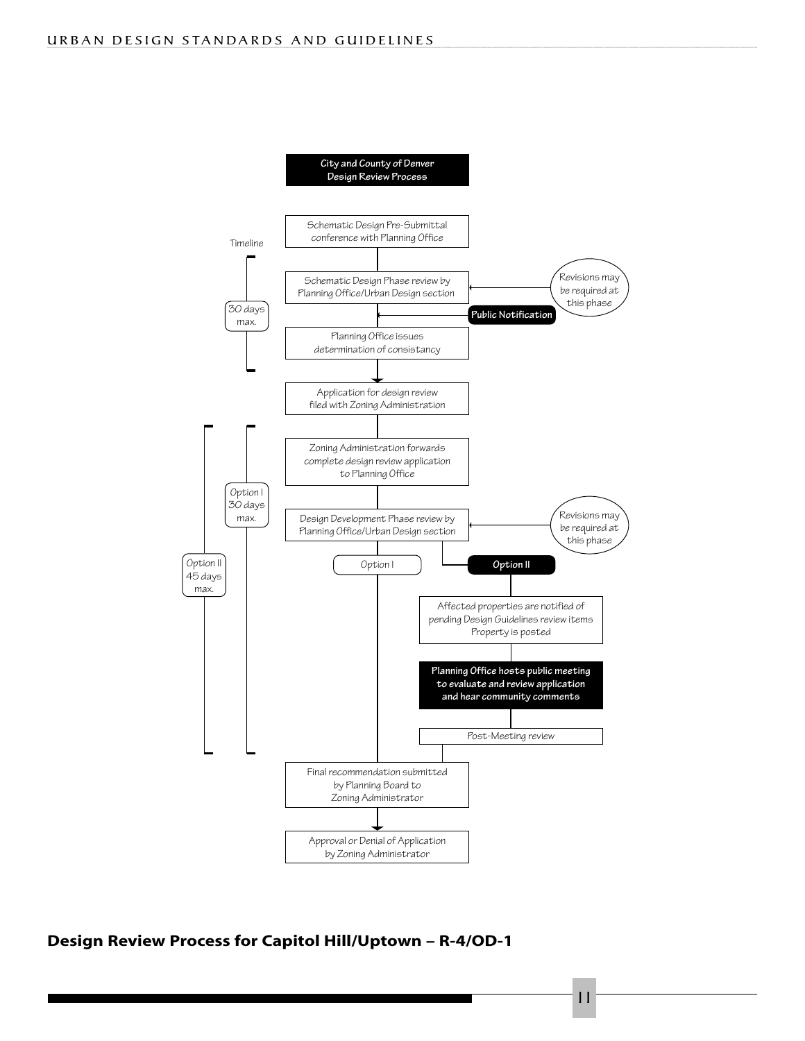**City and County of Denver Design Review Process**

Timeline

Schematic Design Pre-Submittal conference with Planning Office

30 days max.

Schematic Design Phase review by Planning Office/Urban Design section

Revisions may be required at this phase

**Public Notification**

Planning Office issues determination of consistancy

Application for design review filed with Zoning Administration

Option II 45 days max.

Option I 30 days max.

Zoning Administration forwards complete design review application to Planning Office

Design Development Phase review by Planning Office/Urban Design section

Revisions may be required at this phase

Option I

**Option II**

Affected properties are notified of pending Design Guidelines review items Property is posted

**Planning Office hosts public meeting to evaluate and review application and hear community comments**

Post-Meeting review

Final recommendation submitted by Planning Board to Zoning Administrator

Approval or Denial of Application by Zoning Administrator

## Design Review Process for Capitol Hill/Uptown – R-4/OD-1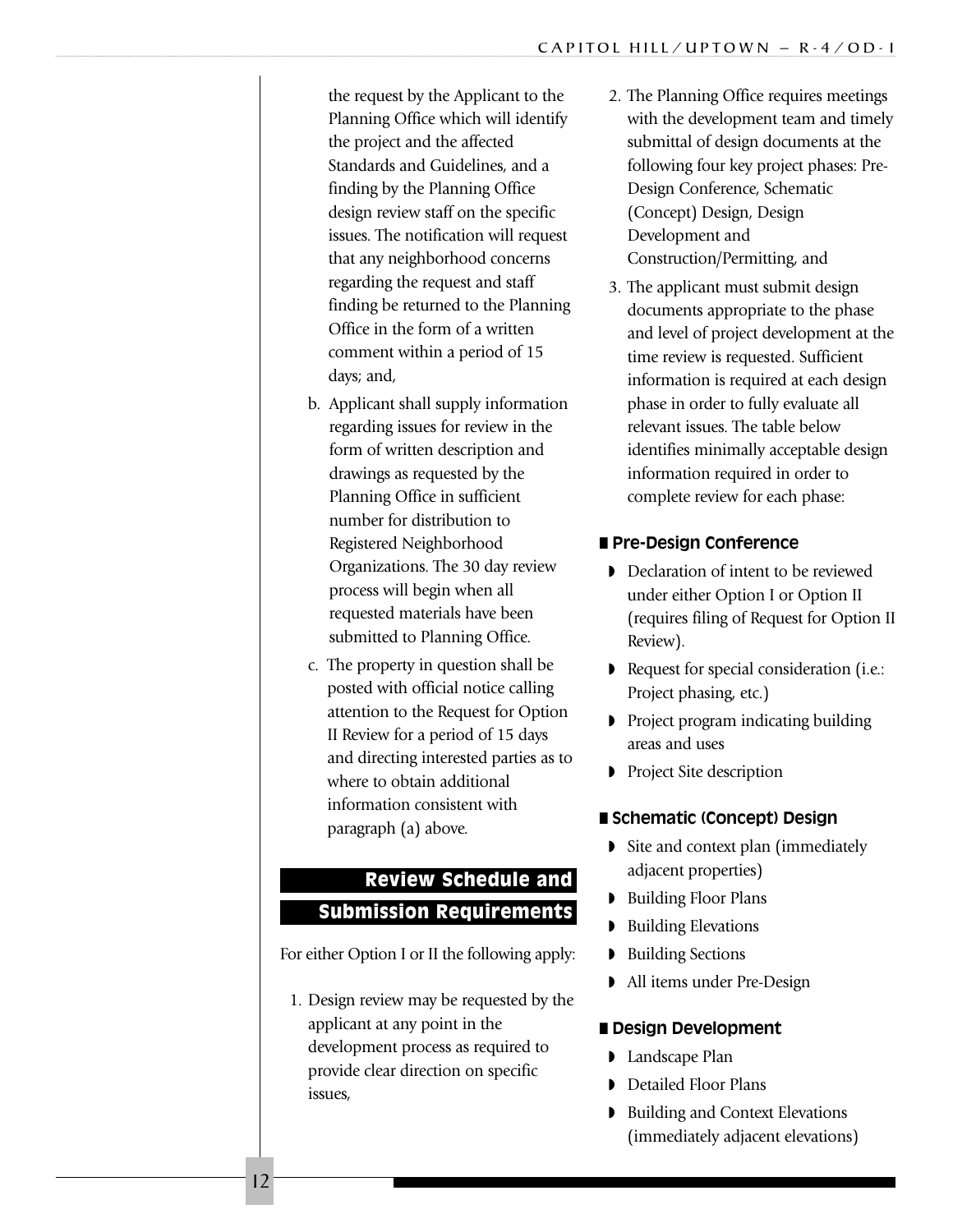the request by the Applicant to the Planning Office which will identify the project and the affected Standards and Guidelines, and a finding by the Planning Office design review staff on the specific issues. The notification will request that any neighborhood concerns regarding the request and staff finding be returned to the Planning Office in the form of a written comment within a period of 15 days; and,

b. Applicant shall supply information regarding issues for review in the form of written description and drawings as requested by the Planning Office in sufficient number for distribution to Registered Neighborhood Organizations. The 30 day review process will begin when all requested materials have been submitted to Planning Office.

c. The property in question shall be posted with official notice calling attention to the Request for Option II Review for a period of 15 days and directing interested parties as to where to obtain additional information consistent with paragraph (a) above.

## Review Schedule and Submission Requirements

For either Option I or II the following apply:

1. Design review may be requested by the applicant at any point in the development process as required to provide clear direction on specific issues,
2. The Planning Office requires meetings with the development team and timely submittal of design documents at the following four key project phases: Pre-Design Conference, Schematic (Concept) Design, Design Development and Construction/Permitting, and
3. The applicant must submit design documents appropriate to the phase and level of project development at the time review is requested. Sufficient information is required at each design phase in order to fully evaluate all relevant issues. The table below identifies minimally acceptable design information required in order to complete review for each phase:

### Pre-Design Conference

- Declaration of intent to be reviewed under either Option I or Option II (requires filing of Request for Option II Review).
- Request for special consideration (i.e.: Project phasing, etc.)
- Project program indicating building areas and uses
- Project Site description

### Schematic (Concept) Design

- Site and context plan (immediately adjacent properties)
- Building Floor Plans
- Building Elevations
- Building Sections
- All items under Pre-Design

### Design Development

- Landscape Plan
- Detailed Floor Plans
- Building and Context Elevations (immediately adjacent elevations)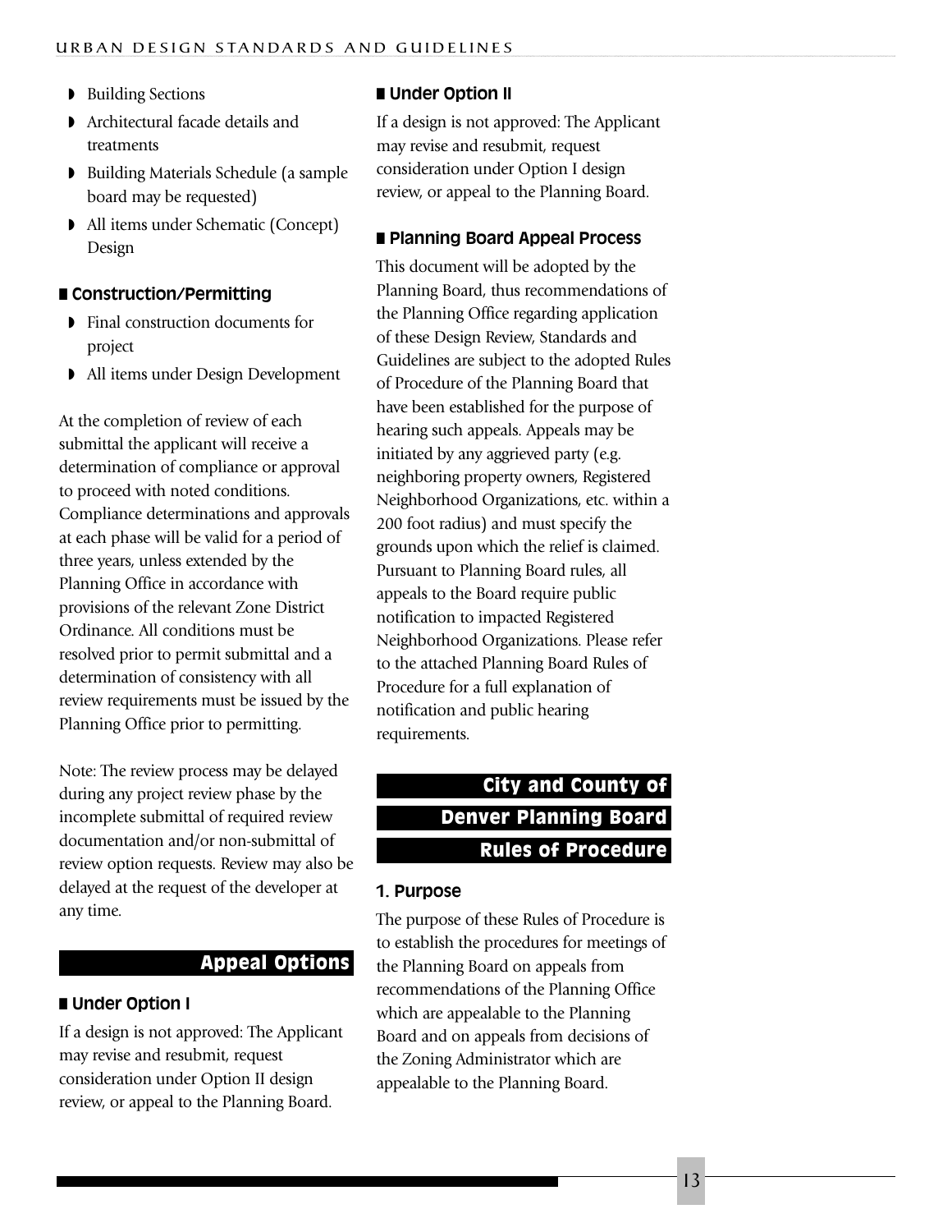- Building Sections
- Architectural facade details and treatments
- Building Materials Schedule (a sample board may be requested)
- All items under Schematic (Concept) Design

### Construction/Permitting

- Final construction documents for project
- All items under Design Development

At the completion of review of each submittal the applicant will receive a determination of compliance or approval to proceed with noted conditions. Compliance determinations and approvals at each phase will be valid for a period of three years, unless extended by the Planning Office in accordance with provisions of the relevant Zone District Ordinance. All conditions must be resolved prior to permit submittal and a determination of consistency with all review requirements must be issued by the Planning Office prior to permitting.

Note: The review process may be delayed during any project review phase by the incomplete submittal of required review documentation and/or non-submittal of review option requests. Review may also be delayed at the request of the developer at any time.

## Appeal Options

### Under Option I

If a design is not approved: The Applicant may revise and resubmit, request consideration under Option II design review, or appeal to the Planning Board.

### Under Option II

If a design is not approved: The Applicant may revise and resubmit, request consideration under Option I design review, or appeal to the Planning Board.

### Planning Board Appeal Process

This document will be adopted by the Planning Board, thus recommendations of the Planning Office regarding application of these Design Review, Standards and Guidelines are subject to the adopted Rules of Procedure of the Planning Board that have been established for the purpose of hearing such appeals. Appeals may be initiated by any aggrieved party (e.g. neighboring property owners, Registered Neighborhood Organizations, etc. within a 200 foot radius) and must specify the grounds upon which the relief is claimed. Pursuant to Planning Board rules, all appeals to the Board require public notification to impacted Registered Neighborhood Organizations. Please refer to the attached Planning Board Rules of Procedure for a full explanation of notification and public hearing requirements.

## City and County of Denver Planning Board Rules of Procedure

### 1. Purpose

The purpose of these Rules of Procedure is to establish the procedures for meetings of the Planning Board on appeals from recommendations of the Planning Office which are appealable to the Planning Board and on appeals from decisions of the Zoning Administrator which are appealable to the Planning Board.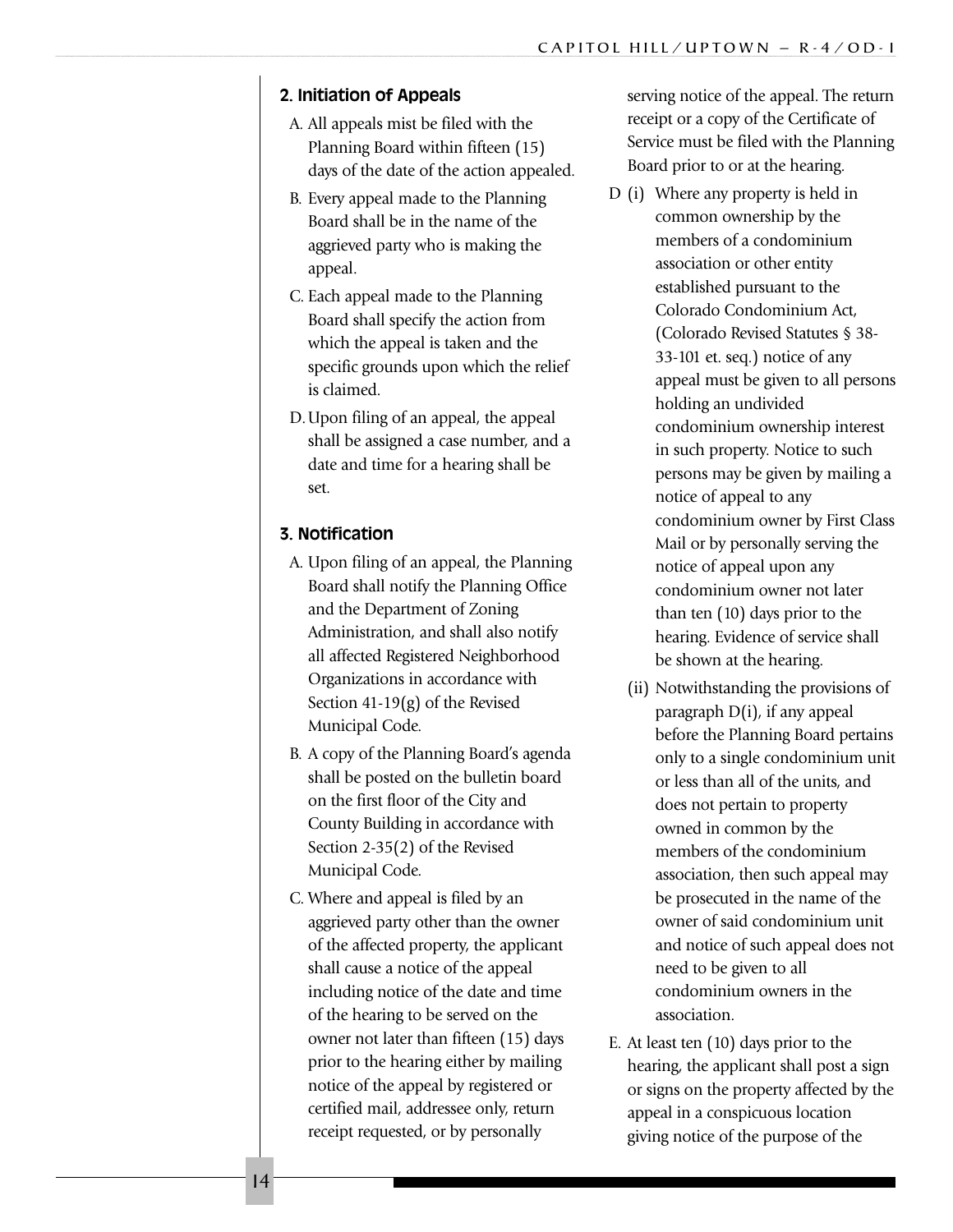### 2. Initiation of Appeals

A. All appeals mist be filed with the Planning Board within fifteen (15) days of the date of the action appealed.

B. Every appeal made to the Planning Board shall be in the name of the aggrieved party who is making the appeal.

C. Each appeal made to the Planning Board shall specify the action from which the appeal is taken and the specific grounds upon which the relief is claimed.

D. Upon filing of an appeal, the appeal shall be assigned a case number, and a date and time for a hearing shall be set.

### 3. Notification

A. Upon filing of an appeal, the Planning Board shall notify the Planning Office and the Department of Zoning Administration, and shall also notify all affected Registered Neighborhood Organizations in accordance with Section 41-19(g) of the Revised Municipal Code.

B. A copy of the Planning Board's agenda shall be posted on the bulletin board on the first floor of the City and County Building in accordance with Section 2-35(2) of the Revised Municipal Code.

C. Where and appeal is filed by an aggrieved party other than the owner of the affected property, the applicant shall cause a notice of the appeal including notice of the date and time of the hearing to be served on the owner not later than fifteen (15) days prior to the hearing either by mailing notice of the appeal by registered or certified mail, addressee only, return receipt requested, or by personally serving notice of the appeal. The return receipt or a copy of the Certificate of Service must be filed with the Planning Board prior to or at the hearing.

D (i) Where any property is held in common ownership by the members of a condominium association or other entity established pursuant to the Colorado Condominium Act, (Colorado Revised Statutes § 38-33-101 et. seq.) notice of any appeal must be given to all persons holding an undivided condominium ownership interest in such property. Notice to such persons may be given by mailing a notice of appeal to any condominium owner by First Class Mail or by personally serving the notice of appeal upon any condominium owner not later than ten (10) days prior to the hearing. Evidence of service shall be shown at the hearing.

(ii) Notwithstanding the provisions of paragraph D(i), if any appeal before the Planning Board pertains only to a single condominium unit or less than all of the units, and does not pertain to property owned in common by the members of the condominium association, then such appeal may be prosecuted in the name of the owner of said condominium unit and notice of such appeal does not need to be given to all condominium owners in the association.

E. At least ten (10) days prior to the hearing, the applicant shall post a sign or signs on the property affected by the appeal in a conspicuous location giving notice of the purpose of the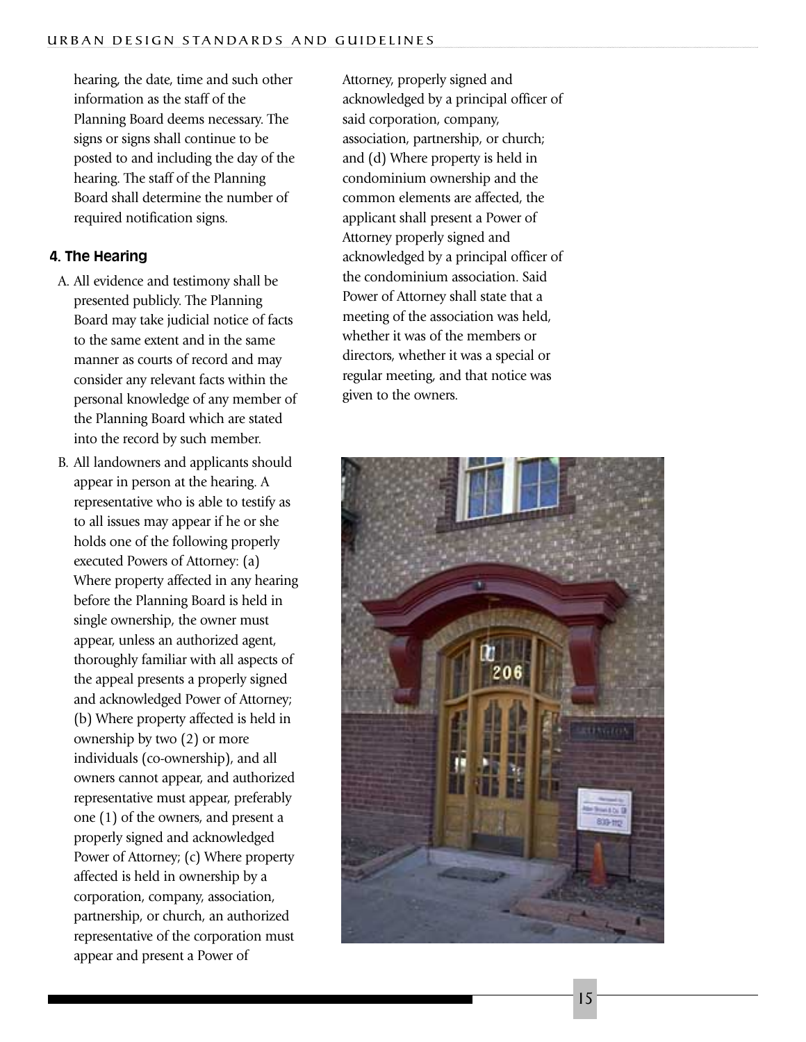hearing, the date, time and such other information as the staff of the Planning Board deems necessary. The signs or signs shall continue to be posted to and including the day of the hearing. The staff of the Planning Board shall determine the number of required notification signs.

#### 4. The Hearing

A. All evidence and testimony shall be presented publicly. The Planning Board may take judicial notice of facts to the same extent and in the same manner as courts of record and may consider any relevant facts within the personal knowledge of any member of the Planning Board which are stated into the record by such member.

B. All landowners and applicants should appear in person at the hearing. A representative who is able to testify as to all issues may appear if he or she holds one of the following properly executed Powers of Attorney: (a) Where property affected in any hearing before the Planning Board is held in single ownership, the owner must appear, unless an authorized agent, thoroughly familiar with all aspects of the appeal presents a properly signed and acknowledged Power of Attorney; (b) Where property affected is held in ownership by two (2) or more individuals (co-ownership), and all owners cannot appear, and authorized representative must appear, preferably one (1) of the owners, and present a properly signed and acknowledged Power of Attorney; (c) Where property affected is held in ownership by a corporation, company, association, partnership, or church, an authorized representative of the corporation must appear and present a Power of Attorney, properly signed and acknowledged by a principal officer of said corporation, company, association, partnership, or church; and (d) Where property is held in condominium ownership and the common elements are affected, the applicant shall present a Power of Attorney properly signed and acknowledged by a principal officer of the condominium association. Said Power of Attorney shall state that a meeting of the association was held, whether it was of the members or directors, whether it was a special or regular meeting, and that notice was given to the owners.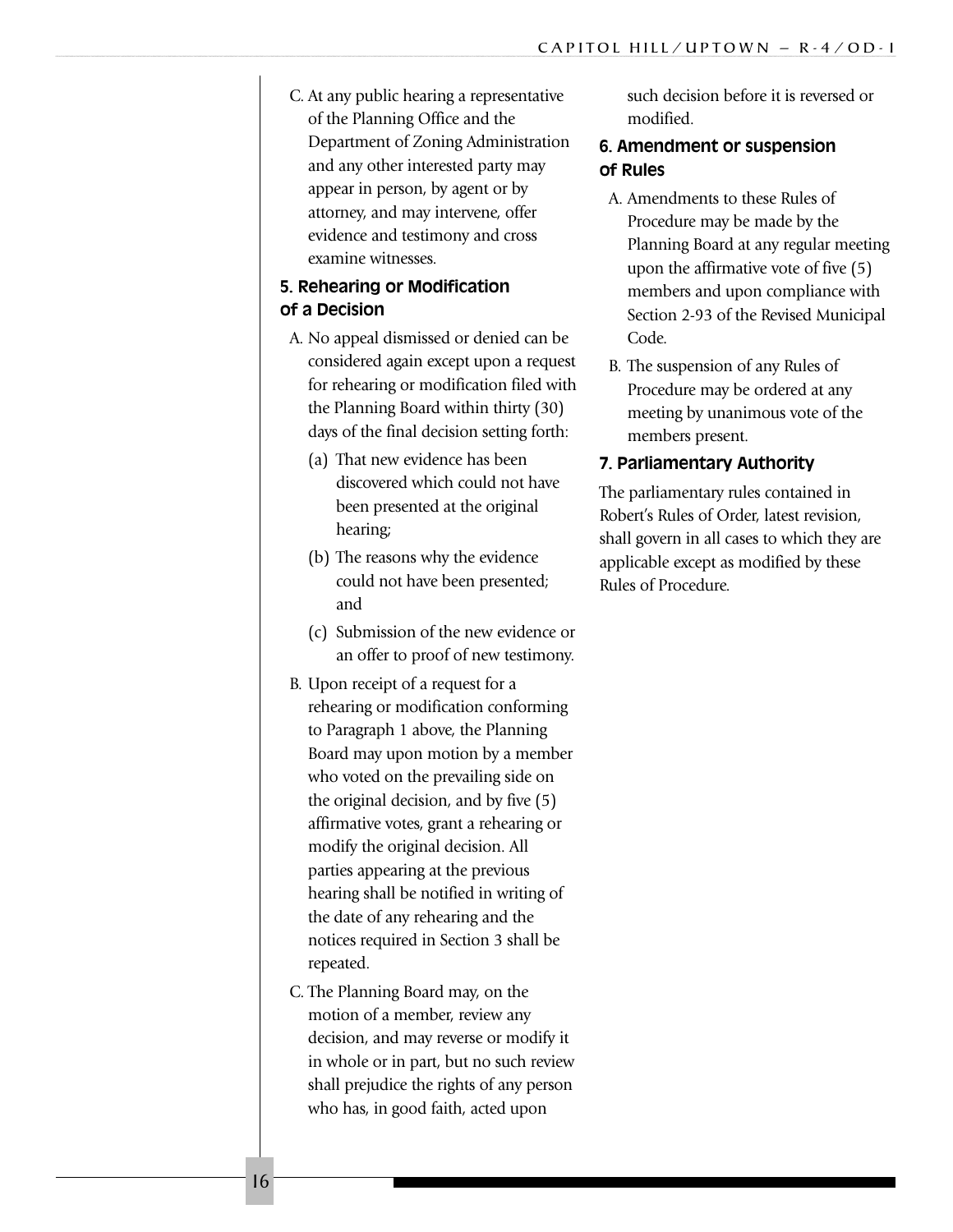C. At any public hearing a representative of the Planning Office and the Department of Zoning Administration and any other interested party may appear in person, by agent or by attorney, and may intervene, offer evidence and testimony and cross examine witnesses.

### 5. Rehearing or Modification of a Decision

A. No appeal dismissed or denied can be considered again except upon a request for rehearing or modification filed with the Planning Board within thirty (30) days of the final decision setting forth:

   (a) That new evidence has been discovered which could not have been presented at the original hearing;

   (b) The reasons why the evidence could not have been presented; and

   (c) Submission of the new evidence or an offer to proof of new testimony.

B. Upon receipt of a request for a rehearing or modification conforming to Paragraph 1 above, the Planning Board may upon motion by a member who voted on the prevailing side on the original decision, and by five (5) affirmative votes, grant a rehearing or modify the original decision. All parties appearing at the previous hearing shall be notified in writing of the date of any rehearing and the notices required in Section 3 shall be repeated.

C. The Planning Board may, on the motion of a member, review any decision, and may reverse or modify it in whole or in part, but no such review shall prejudice the rights of any person who has, in good faith, acted upon such decision before it is reversed or modified.

### 6. Amendment or suspension of Rules

A. Amendments to these Rules of Procedure may be made by the Planning Board at any regular meeting upon the affirmative vote of five (5) members and upon compliance with Section 2-93 of the Revised Municipal Code.

B. The suspension of any Rules of Procedure may be ordered at any meeting by unanimous vote of the members present.

### 7. Parliamentary Authority

The parliamentary rules contained in Robert's Rules of Order, latest revision, shall govern in all cases to which they are applicable except as modified by these Rules of Procedure.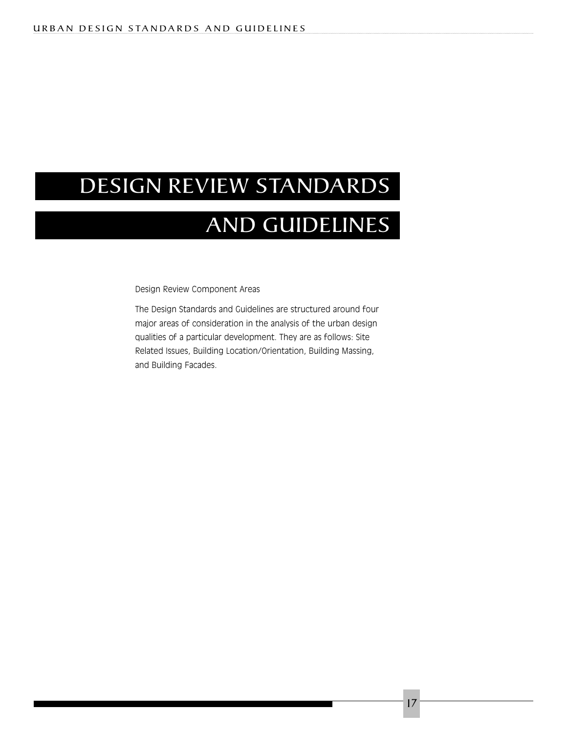# DESIGN REVIEW STANDARDS AND GUIDELINES

Design Review Component Areas

The Design Standards and Guidelines are structured around four major areas of consideration in the analysis of the urban design qualities of a particular development. They are as follows: Site Related Issues, Building Location/Orientation, Building Massing, and Building Facades.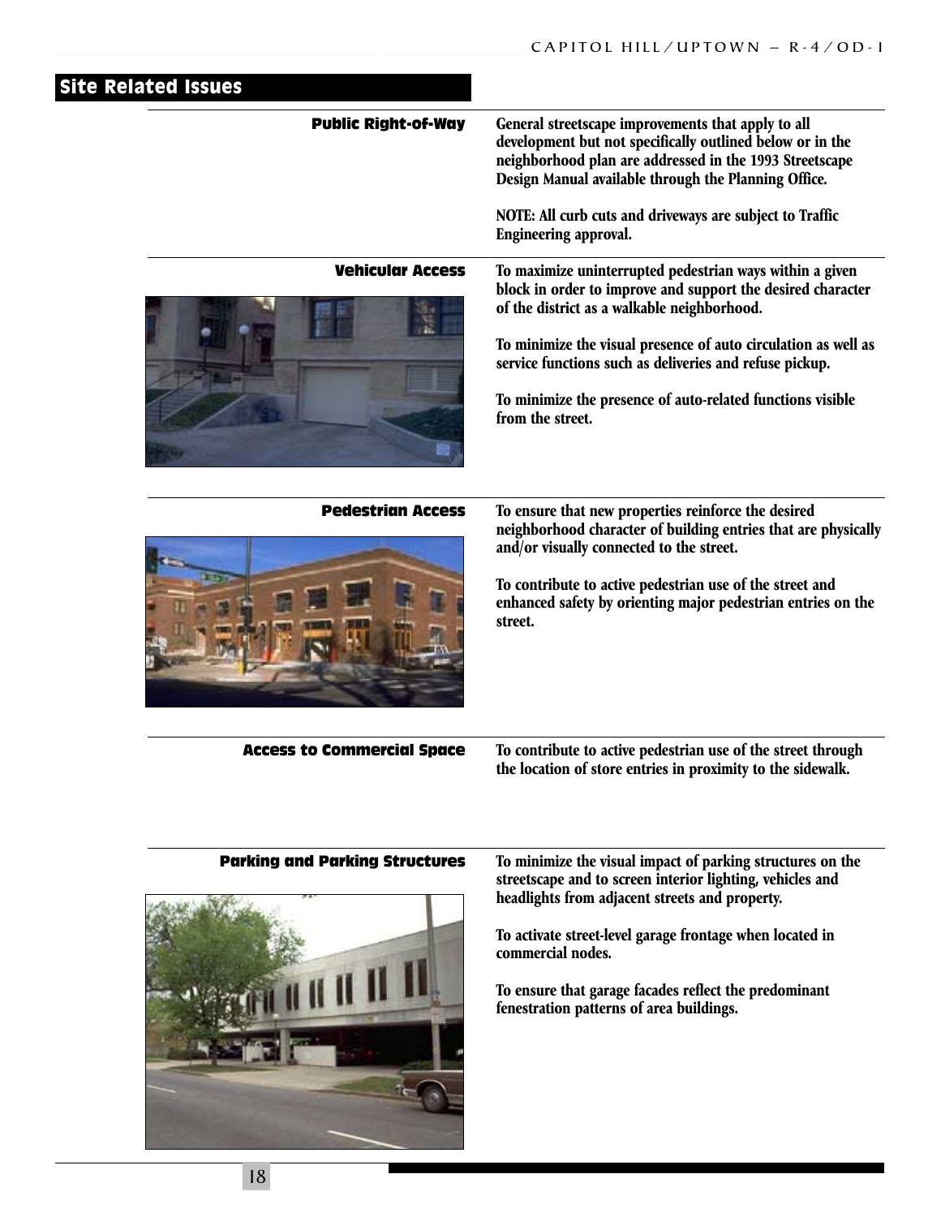## Site Related Issues

### Public Right-of-Way

General streetscape improvements that apply to all development but not specifically outlined below or in the neighborhood plan are addressed in the 1993 Streetscape Design Manual available through the Planning Office.

NOTE: All curb cuts and driveways are subject to Traffic Engineering approval.

### Vehicular Access

To maximize uninterrupted pedestrian ways within a given block in order to improve and support the desired character of the district as a walkable neighborhood.

To minimize the visual presence of auto circulation as well as service functions such as deliveries and refuse pickup.

To minimize the presence of auto-related functions visible from the street.

### Pedestrian Access

To ensure that new properties reinforce the desired neighborhood character of building entries that are physically and/or visually connected to the street.

To contribute to active pedestrian use of the street and enhanced safety by orienting major pedestrian entries on the street.

### Access to Commercial Space

To contribute to active pedestrian use of the street through the location of store entries in proximity to the sidewalk.

### Parking and Parking Structures

To minimize the visual impact of parking structures on the streetscape and to screen interior lighting, vehicles and headlights from adjacent streets and property.

To activate street-level garage frontage when located in commercial nodes.

To ensure that garage facades reflect the predominant fenestration patterns of area buildings.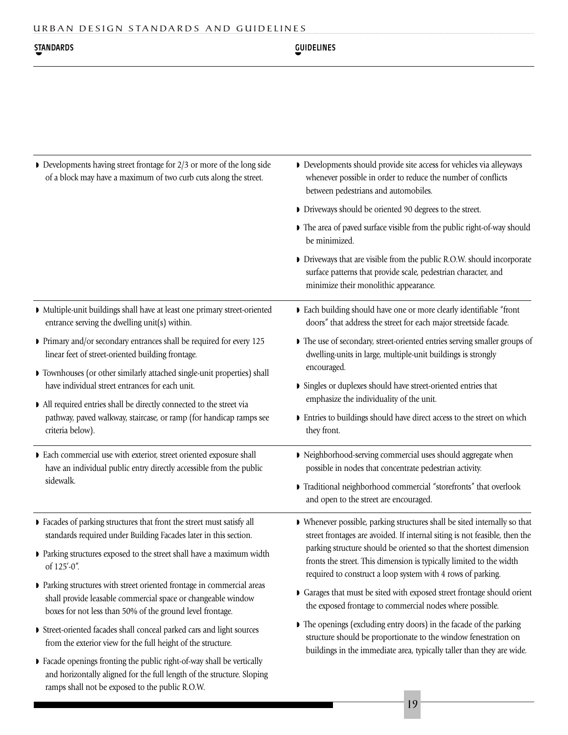| STANDARDS | GUIDELINES |
|---|---|
| ◗ Developments having street frontage for 2/3 or more of the long side of a block may have a maximum of two curb cuts along the street. | ◗ Developments should provide site access for vehicles via alleyways whenever possible in order to reduce the number of conflicts between pedestrians and automobiles.<br>◗ Driveways should be oriented 90 degrees to the street.<br>◗ The area of paved surface visible from the public right-of-way should be minimized.<br>◗ Driveways that are visible from the public R.O.W. should incorporate surface patterns that provide scale, pedestrian character, and minimize their monolithic appearance. |
| ◗ Multiple-unit buildings shall have at least one primary street-oriented entrance serving the dwelling unit(s) within.<br>◗ Primary and/or secondary entrances shall be required for every 125 linear feet of street-oriented building frontage.<br>◗ Townhouses (or other similarly attached single-unit properties) shall have individual street entrances for each unit.<br>◗ All required entries shall be directly connected to the street via pathway, paved walkway, staircase, or ramp (for handicap ramps see criteria below). | ◗ Each building should have one or more clearly identifiable "front doors" that address the street for each major streetside facade.<br>◗ The use of secondary, street-oriented entries serving smaller groups of dwelling-units in large, multiple-unit buildings is strongly encouraged.<br>◗ Singles or duplexes should have street-oriented entries that emphasize the individuality of the unit.<br>◗ Entries to buildings should have direct access to the street on which they front. |
| ◗ Each commercial use with exterior, street oriented exposure shall have an individual public entry directly accessible from the public sidewalk. | ◗ Neighborhood-serving commercial uses should aggregate when possible in nodes that concentrate pedestrian activity.<br>◗ Traditional neighborhood commercial "storefronts" that overlook and open to the street are encouraged. |
| ◗ Facades of parking structures that front the street must satisfy all standards required under Building Facades later in this section.<br>◗ Parking structures exposed to the street shall have a maximum width of 125′-0″.<br>◗ Parking structures with street oriented frontage in commercial areas shall provide leasable commercial space or changeable window boxes for not less than 50% of the ground level frontage.<br>◗ Street-oriented facades shall conceal parked cars and light sources from the exterior view for the full height of the structure.<br>◗ Facade openings fronting the public right-of-way shall be vertically and horizontally aligned for the full length of the structure. Sloping ramps shall not be exposed to the public R.O.W. | ◗ Whenever possible, parking structures shall be sited internally so that street frontages are avoided. If internal siting is not feasible, then the parking structure should be oriented so that the shortest dimension fronts the street. This dimension is typically limited to the width required to construct a loop system with 4 rows of parking.<br>◗ Garages that must be sited with exposed street frontage should orient the exposed frontage to commercial nodes where possible.<br>◗ The openings (excluding entry doors) in the facade of the parking structure should be proportionate to the window fenestration on buildings in the immediate area, typically taller than they are wide. |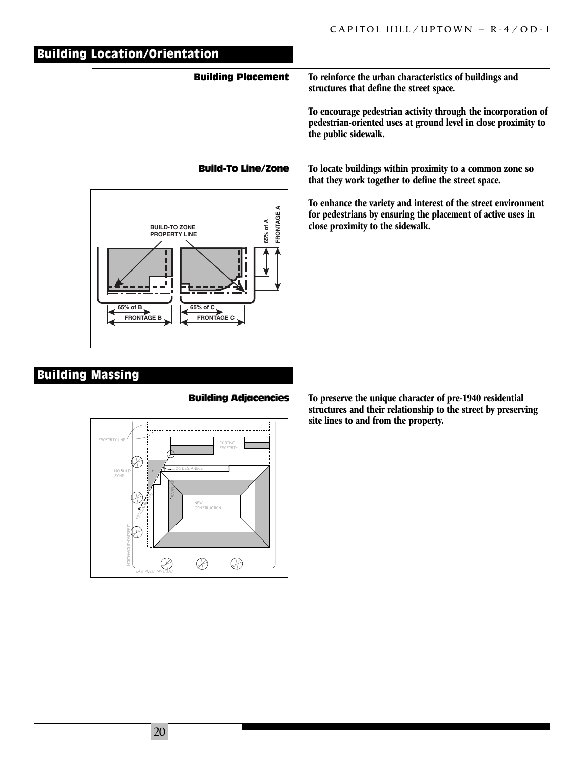## Building Location/Orientation

### Building Placement

**To reinforce the urban characteristics of buildings and structures that define the street space.**

**To encourage pedestrian activity through the incorporation of pedestrian-oriented uses at ground level in close proximity to the public sidewalk.**

### Build-To Line/Zone

**To locate buildings within proximity to a common zone so that they work together to define the street space.**

**To enhance the variety and interest of the street environment for pedestrians by ensuring the placement of active uses in close proximity to the sidewalk.**

## Building Massing

### Building Adjacencies

**To preserve the unique character of pre-1940 residential structures and their relationship to the street by preserving site lines to and from the property.**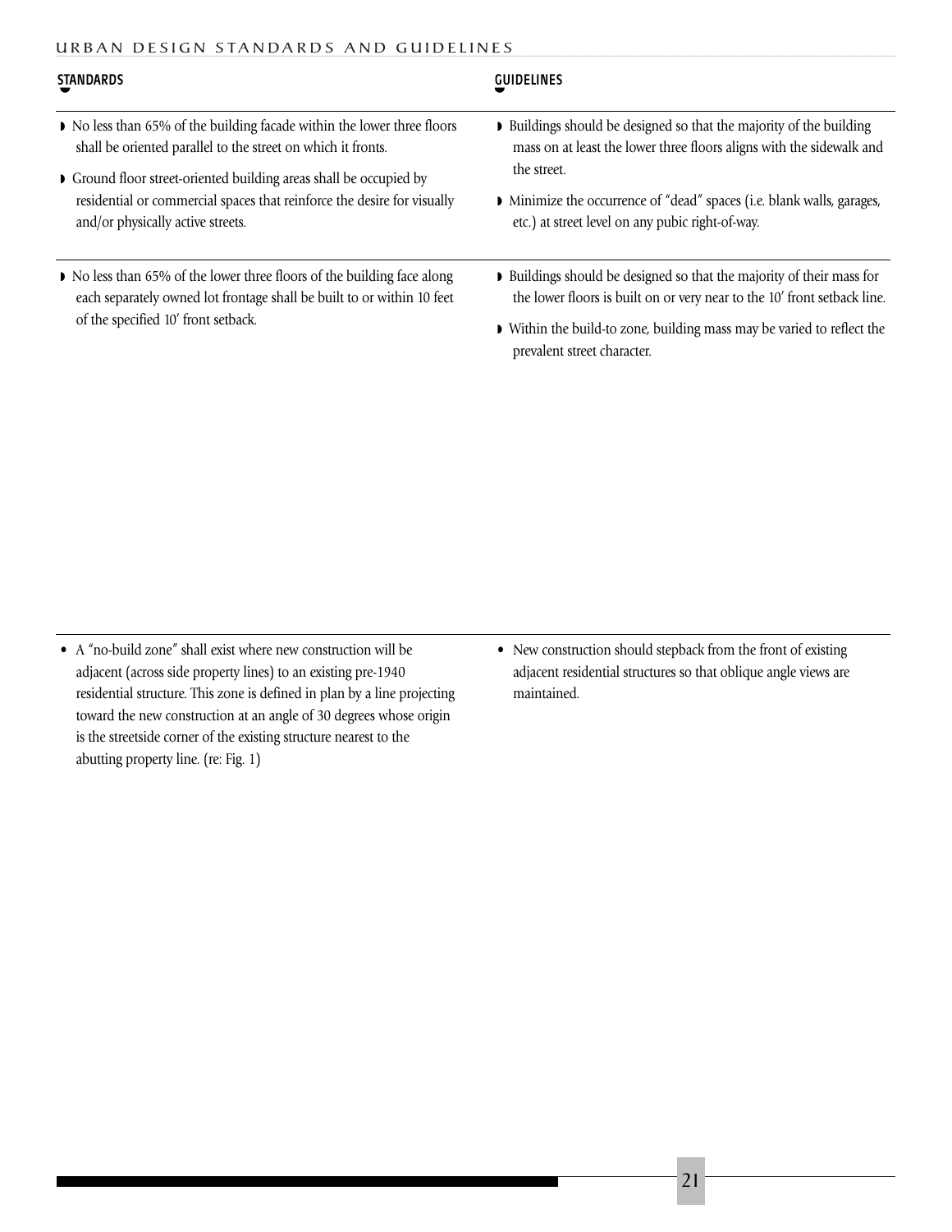## STANDARDS

- No less than 65% of the building facade within the lower three floors shall be oriented parallel to the street on which it fronts.
- Ground floor street-oriented building areas shall be occupied by residential or commercial spaces that reinforce the desire for visually and/or physically active streets.

## GUIDELINES

- Buildings should be designed so that the majority of the building mass on at least the lower three floors aligns with the sidewalk and the street.
- Minimize the occurrence of "dead" spaces (i.e. blank walls, garages, etc.) at street level on any pubic right-of-way.

## STANDARDS

- No less than 65% of the lower three floors of the building face along each separately owned lot frontage shall be built to or within 10 feet of the specified 10′ front setback.

## GUIDELINES

- Buildings should be designed so that the majority of their mass for the lower floors is built on or very near to the 10′ front setback line.
- Within the build-to zone, building mass may be varied to reflect the prevalent street character.

## STANDARDS

- A "no-build zone" shall exist where new construction will be adjacent (across side property lines) to an existing pre-1940 residential structure. This zone is defined in plan by a line projecting toward the new construction at an angle of 30 degrees whose origin is the streetside corner of the existing structure nearest to the abutting property line. (re: Fig. 1)

## GUIDELINES

- New construction should stepback from the front of existing adjacent residential structures so that oblique angle views are maintained.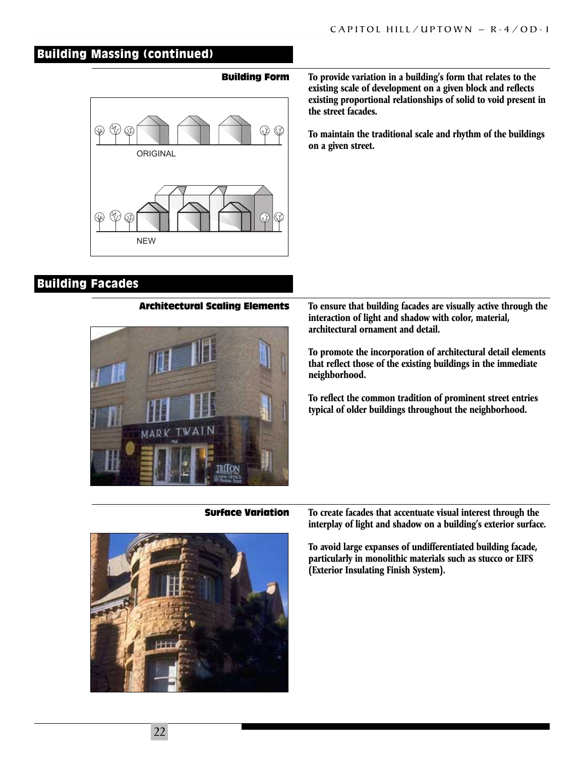## Building Massing (continued)

### Building Form

To provide variation in a building's form that relates to the existing scale of development on a given block and reflects existing proportional relationships of solid to void present in the street facades.

To maintain the traditional scale and rhythm of the buildings on a given street.

ORIGINAL

NEW

## Building Facades

### Architectural Scaling Elements

To ensure that building facades are visually active through the interaction of light and shadow with color, material, architectural ornament and detail.

To promote the incorporation of architectural detail elements that reflect those of the existing buildings in the immediate neighborhood.

To reflect the common tradition of prominent street entries typical of older buildings throughout the neighborhood.

### Surface Variation

To create facades that accentuate visual interest through the interplay of light and shadow on a building's exterior surface.

To avoid large expanses of undifferentiated building facade, particularly in monolithic materials such as stucco or EIFS (Exterior Insulating Finish System).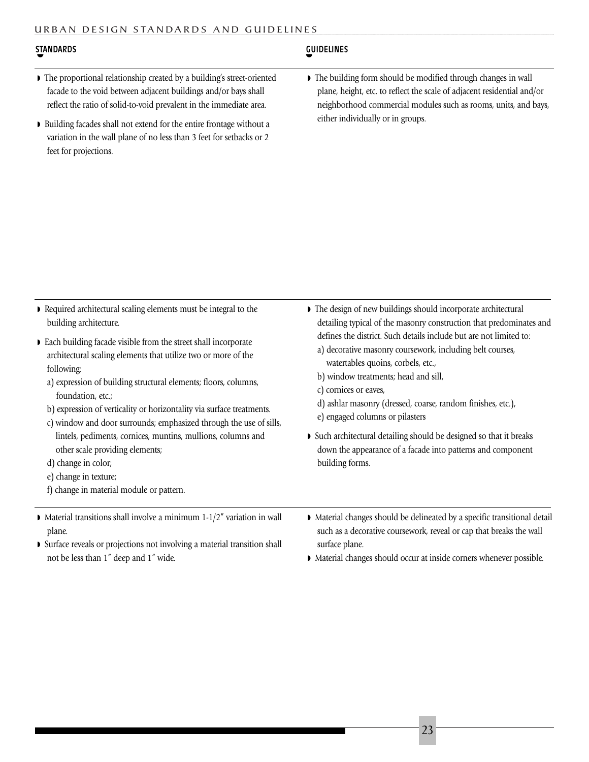## STANDARDS

- The proportional relationship created by a building's street-oriented facade to the void between adjacent buildings and/or bays shall reflect the ratio of solid-to-void prevalent in the immediate area.
- Building facades shall not extend for the entire frontage without a variation in the wall plane of no less than 3 feet for setbacks or 2 feet for projections.

## GUIDELINES

- The building form should be modified through changes in wall plane, height, etc. to reflect the scale of adjacent residential and/or neighborhood commercial modules such as rooms, units, and bays, either individually or in groups.

---

## STANDARDS

- Required architectural scaling elements must be integral to the building architecture.
- Each building facade visible from the street shall incorporate architectural scaling elements that utilize two or more of the following:
  - a) expression of building structural elements; floors, columns, foundation, etc.;
  - b) expression of verticality or horizontality via surface treatments.
  - c) window and door surrounds; emphasized through the use of sills, lintels, pediments, cornices, muntins, mullions, columns and other scale providing elements;
  - d) change in color;
  - e) change in texture;
  - f) change in material module or pattern.

## GUIDELINES

- The design of new buildings should incorporate architectural detailing typical of the masonry construction that predominates and defines the district. Such details include but are not limited to:
  - a) decorative masonry coursework, including belt courses, watertables quoins, corbels, etc.,
  - b) window treatments; head and sill,
  - c) cornices or eaves,
  - d) ashlar masonry (dressed, coarse, random finishes, etc.),
  - e) engaged columns or pilasters
- Such architectural detailing should be designed so that it breaks down the appearance of a facade into patterns and component building forms.

---

## STANDARDS

- Material transitions shall involve a minimum 1-1/2″ variation in wall plane.
- Surface reveals or projections not involving a material transition shall not be less than 1″ deep and 1″ wide.

## GUIDELINES

- Material changes should be delineated by a specific transitional detail such as a decorative coursework, reveal or cap that breaks the wall surface plane.
- Material changes should occur at inside corners whenever possible.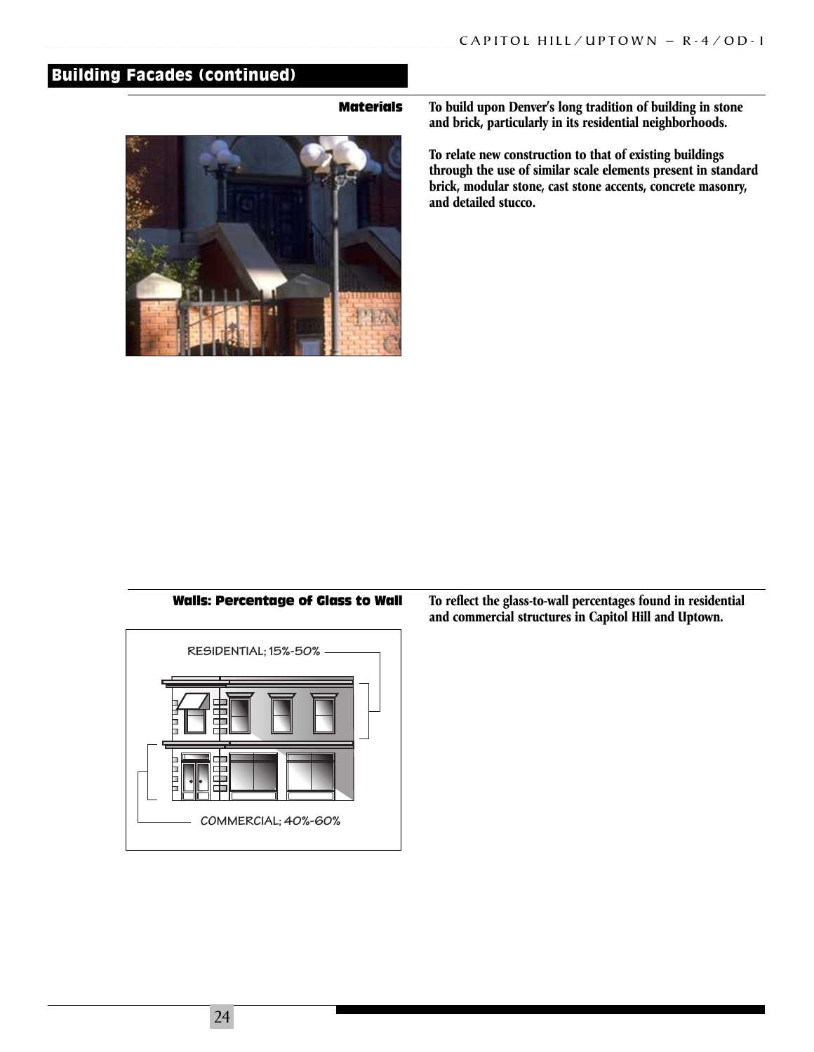## Building Facades (continued)

### Materials

**To build upon Denver's long tradition of building in stone and brick, particularly in its residential neighborhoods.**

**To relate new construction to that of existing buildings through the use of similar scale elements present in standard brick, modular stone, cast stone accents, concrete masonry, and detailed stucco.**

### Walls: Percentage of Glass to Wall

**To reflect the glass-to-wall percentages found in residential and commercial structures in Capitol Hill and Uptown.**

RESIDENTIAL; 15%-50%

COMMERCIAL; 40%-60%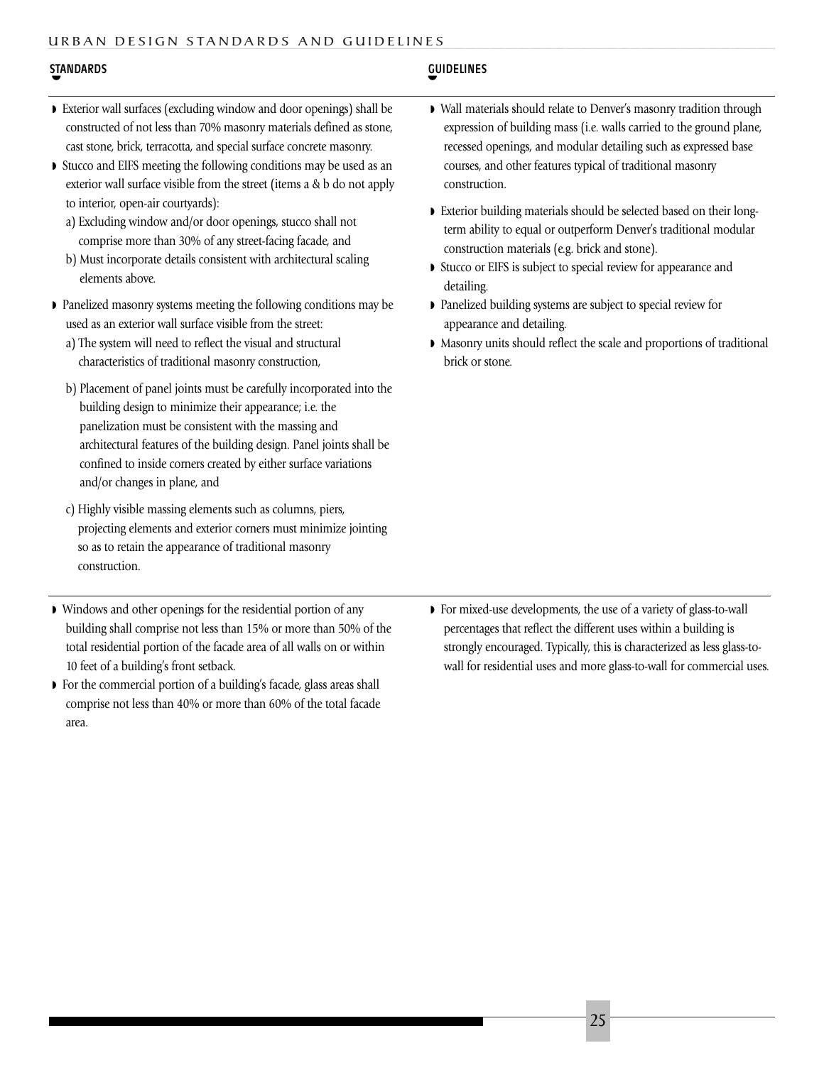## STANDARDS

- Exterior wall surfaces (excluding window and door openings) shall be constructed of not less than 70% masonry materials defined as stone, cast stone, brick, terracotta, and special surface concrete masonry.
- Stucco and EIFS meeting the following conditions may be used as an exterior wall surface visible from the street (items a & b do not apply to interior, open-air courtyards):
  - a) Excluding window and/or door openings, stucco shall not comprise more than 30% of any street-facing facade, and
  - b) Must incorporate details consistent with architectural scaling elements above.
- Panelized masonry systems meeting the following conditions may be used as an exterior wall surface visible from the street:
  - a) The system will need to reflect the visual and structural characteristics of traditional masonry construction,
  - b) Placement of panel joints must be carefully incorporated into the building design to minimize their appearance; i.e. the panelization must be consistent with the massing and architectural features of the building design. Panel joints shall be confined to inside corners created by either surface variations and/or changes in plane, and
  - c) Highly visible massing elements such as columns, piers, projecting elements and exterior corners must minimize jointing so as to retain the appearance of traditional masonry construction.

## GUIDELINES

- Wall materials should relate to Denver's masonry tradition through expression of building mass (i.e. walls carried to the ground plane, recessed openings, and modular detailing such as expressed base courses, and other features typical of traditional masonry construction.
- Exterior building materials should be selected based on their long-term ability to equal or outperform Denver's traditional modular construction materials (e.g. brick and stone).
- Stucco or EIFS is subject to special review for appearance and detailing.
- Panelized building systems are subject to special review for appearance and detailing.
- Masonry units should reflect the scale and proportions of traditional brick or stone.

---

## STANDARDS

- Windows and other openings for the residential portion of any building shall comprise not less than 15% or more than 50% of the total residential portion of the facade area of all walls on or within 10 feet of a building's front setback.
- For the commercial portion of a building's facade, glass areas shall comprise not less than 40% or more than 60% of the total facade area.

## GUIDELINES

- For mixed-use developments, the use of a variety of glass-to-wall percentages that reflect the different uses within a building is strongly encouraged. Typically, this is characterized as less glass-to-wall for residential uses and more glass-to-wall for commercial uses.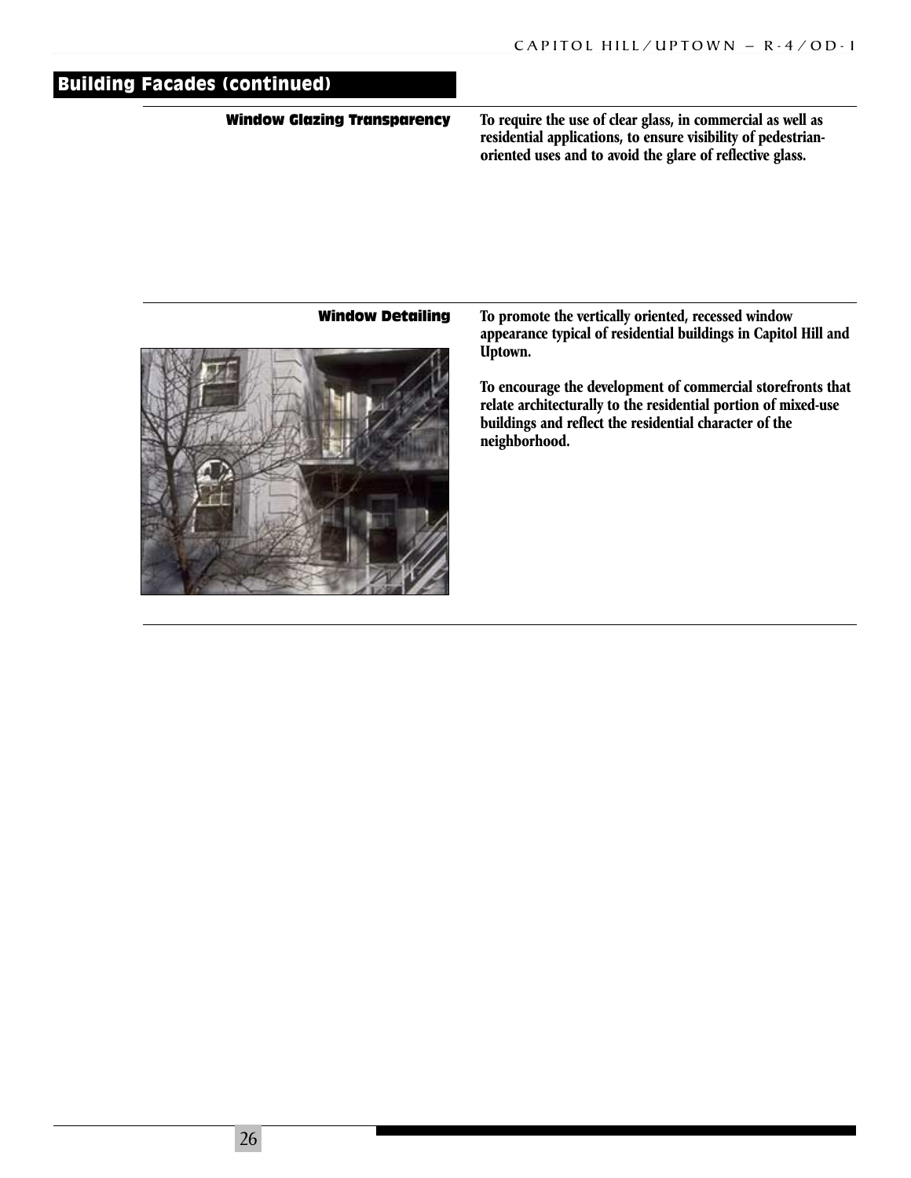## Building Facades (continued)

**Window Glazing Transparency**

**To require the use of clear glass, in commercial as well as residential applications, to ensure visibility of pedestrian-oriented uses and to avoid the glare of reflective glass.**

**Window Detailing**

**To promote the vertically oriented, recessed window appearance typical of residential buildings in Capitol Hill and Uptown.**

**To encourage the development of commercial storefronts that relate architecturally to the residential portion of mixed-use buildings and reflect the residential character of the neighborhood.**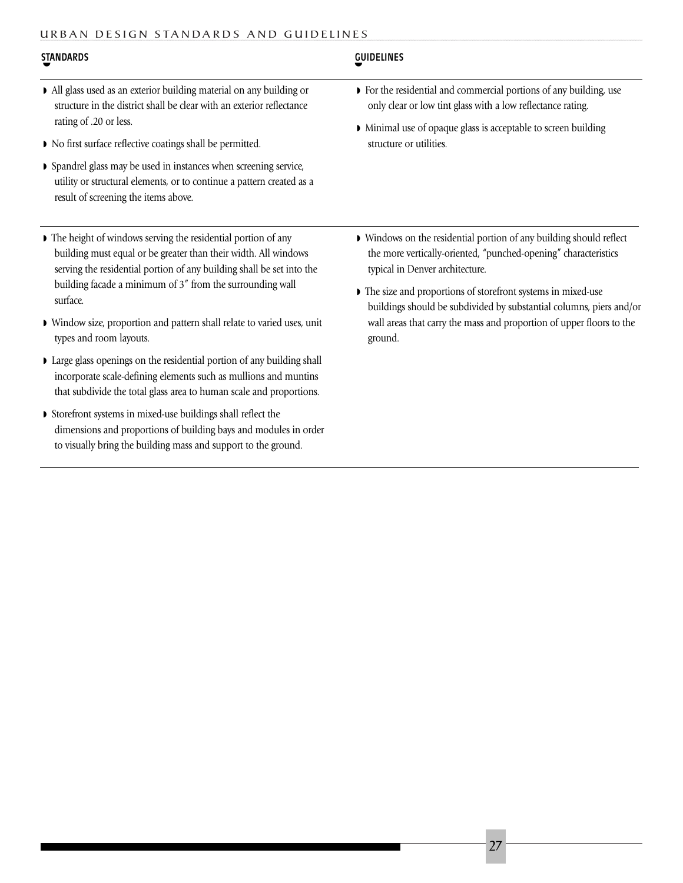| STANDARDS | GUIDELINES |
| --- | --- |
| ◗ All glass used as an exterior building material on any building or structure in the district shall be clear with an exterior reflectance rating of .20 or less.<br>◗ No first surface reflective coatings shall be permitted.<br>◗ Spandrel glass may be used in instances when screening service, utility or structural elements, or to continue a pattern created as a result of screening the items above. | ◗ For the residential and commercial portions of any building, use only clear or low tint glass with a low reflectance rating.<br>◗ Minimal use of opaque glass is acceptable to screen building structure or utilities. |
| ◗ The height of windows serving the residential portion of any building must equal or be greater than their width. All windows serving the residential portion of any building shall be set into the building facade a minimum of 3" from the surrounding wall surface.<br>◗ Window size, proportion and pattern shall relate to varied uses, unit types and room layouts.<br>◗ Large glass openings on the residential portion of any building shall incorporate scale-defining elements such as mullions and muntins that subdivide the total glass area to human scale and proportions.<br>◗ Storefront systems in mixed-use buildings shall reflect the dimensions and proportions of building bays and modules in order to visually bring the building mass and support to the ground. | ◗ Windows on the residential portion of any building should reflect the more vertically-oriented, "punched-opening" characteristics typical in Denver architecture.<br>◗ The size and proportions of storefront systems in mixed-use buildings should be subdivided by substantial columns, piers and/or wall areas that carry the mass and proportion of upper floors to the ground. |